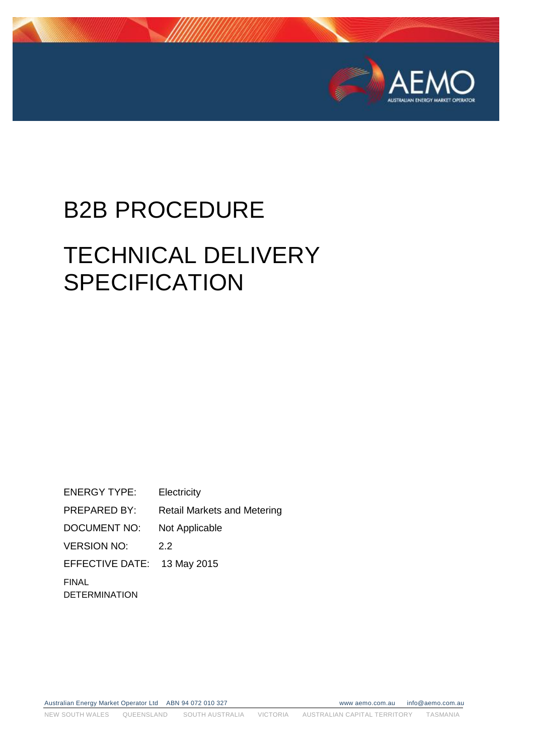# B2B PROCEDURE

# TECHNICAL DELIVERY SPECIFICATION

| | |
|---|---|
| ENERGY TYPE: | Electricity |
| PREPARED BY: | Retail Markets and Metering |
| DOCUMENT NO: | Not Applicable |
| VERSION NO: | 2.2 |
| EFFECTIVE DATE: | 13 May 2015 |

FINAL DETERMINATION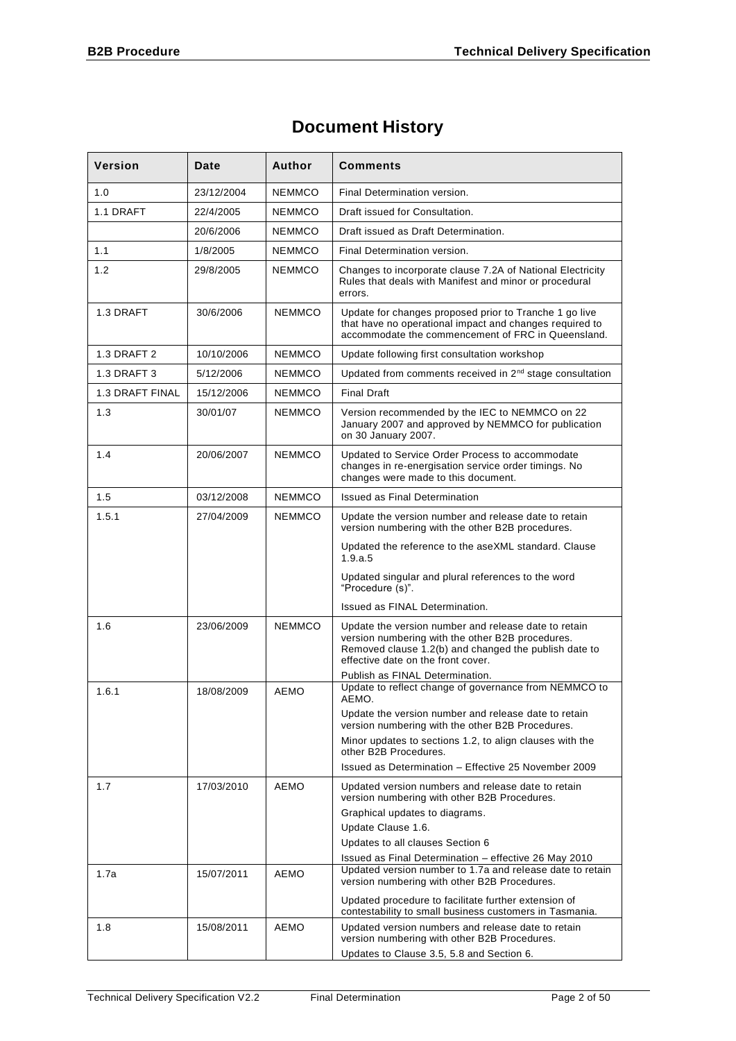# Document History

| Version | Date | Author | Comments |
|---|---|---|---|
| 1.0 | 23/12/2004 | NEMMCO | Final Determination version. |
| 1.1 DRAFT | 22/4/2005 | NEMMCO | Draft issued for Consultation. |
| | 20/6/2006 | NEMMCO | Draft issued as Draft Determination. |
| 1.1 | 1/8/2005 | NEMMCO | Final Determination version. |
| 1.2 | 29/8/2005 | NEMMCO | Changes to incorporate clause 7.2A of National Electricity Rules that deals with Manifest and minor or procedural errors. |
| 1.3 DRAFT | 30/6/2006 | NEMMCO | Update for changes proposed prior to Tranche 1 go live that have no operational impact and changes required to accommodate the commencement of FRC in Queensland. |
| 1.3 DRAFT 2 | 10/10/2006 | NEMMCO | Update following first consultation workshop |
| 1.3 DRAFT 3 | 5/12/2006 | NEMMCO | Updated from comments received in 2nd stage consultation |
| 1.3 DRAFT FINAL | 15/12/2006 | NEMMCO | Final Draft |
| 1.3 | 30/01/07 | NEMMCO | Version recommended by the IEC to NEMMCO on 22 January 2007 and approved by NEMMCO for publication on 30 January 2007. |
| 1.4 | 20/06/2007 | NEMMCO | Updated to Service Order Process to accommodate changes in re-energisation service order timings. No changes were made to this document. |
| 1.5 | 03/12/2008 | NEMMCO | Issued as Final Determination |
| 1.5.1 | 27/04/2009 | NEMMCO | Update the version number and release date to retain version numbering with the other B2B procedures.<br><br>Updated the reference to the aseXML standard. Clause 1.9.a.5<br><br>Updated singular and plural references to the word "Procedure (s)".<br><br>Issued as FINAL Determination. |
| 1.6 | 23/06/2009 | NEMMCO | Update the version number and release date to retain version numbering with the other B2B procedures. Removed clause 1.2(b) and changed the publish date to effective date on the front cover.<br><br>Publish as FINAL Determination. |
| 1.6.1 | 18/08/2009 | AEMO | Update to reflect change of governance from NEMMCO to AEMO.<br><br>Update the version number and release date to retain version numbering with the other B2B Procedures.<br><br>Minor updates to sections 1.2, to align clauses with the other B2B Procedures.<br><br>Issued as Determination – Effective 25 November 2009 |
| 1.7 | 17/03/2010 | AEMO | Updated version numbers and release date to retain version numbering with other B2B Procedures.<br><br>Graphical updates to diagrams.<br><br>Update Clause 1.6.<br><br>Updates to all clauses Section 6<br><br>Issued as Final Determination – effective 26 May 2010 |
| 1.7a | 15/07/2011 | AEMO | Updated version number to 1.7a and release date to retain version numbering with other B2B Procedures.<br><br>Updated procedure to facilitate further extension of contestability to small business customers in Tasmania. |
| 1.8 | 15/08/2011 | AEMO | Updated version numbers and release date to retain version numbering with other B2B Procedures.<br><br>Updates to Clause 3.5, 5.8 and Section 6. |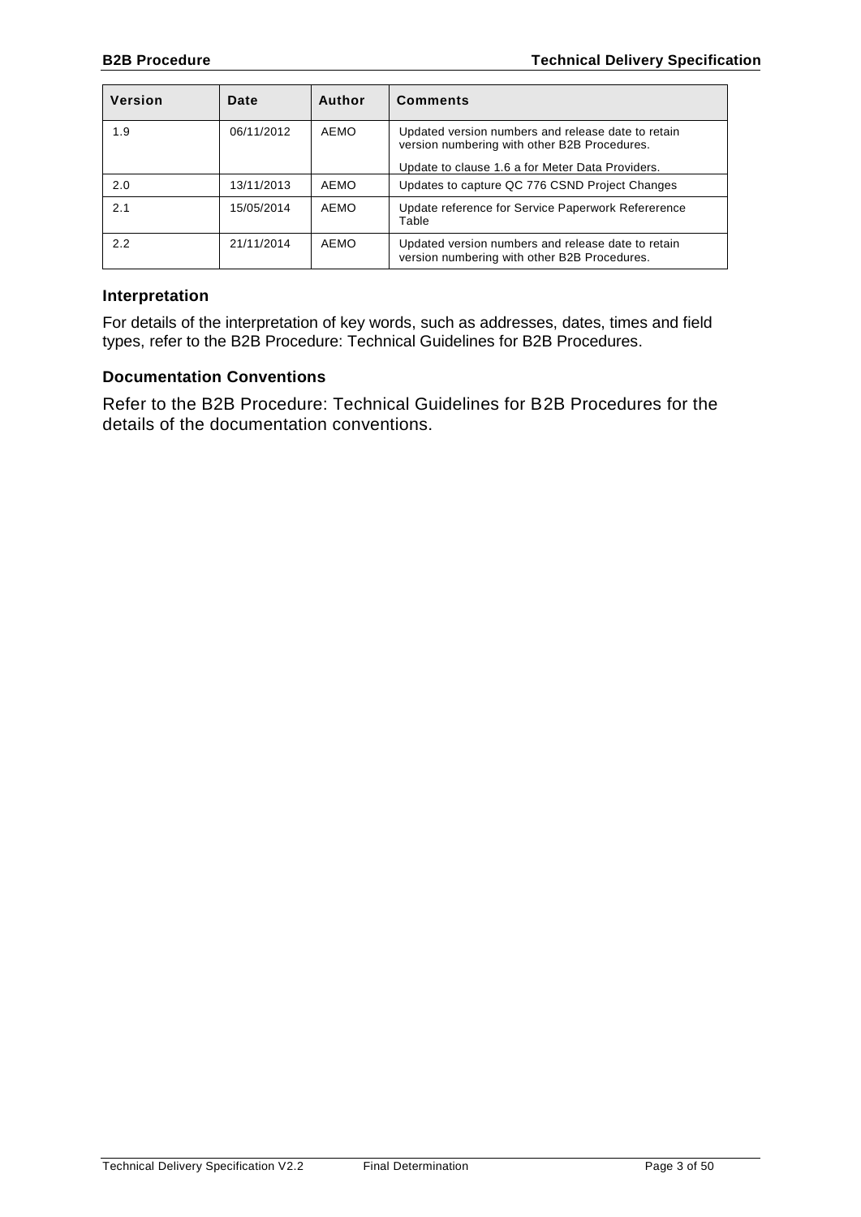| Version | Date | Author | Comments |
|---|---|---|---|
| 1.9 | 06/11/2012 | AEMO | Updated version numbers and release date to retain version numbering with other B2B Procedures.<br><br>Update to clause 1.6 a for Meter Data Providers. |
| 2.0 | 13/11/2013 | AEMO | Updates to capture QC 776 CSND Project Changes |
| 2.1 | 15/05/2014 | AEMO | Update reference for Service Paperwork Refererence Table |
| 2.2 | 21/11/2014 | AEMO | Updated version numbers and release date to retain version numbering with other B2B Procedures. |

### Interpretation

For details of the interpretation of key words, such as addresses, dates, times and field types, refer to the B2B Procedure: Technical Guidelines for B2B Procedures.

### Documentation Conventions

Refer to the B2B Procedure: Technical Guidelines for B2B Procedures for the details of the documentation conventions.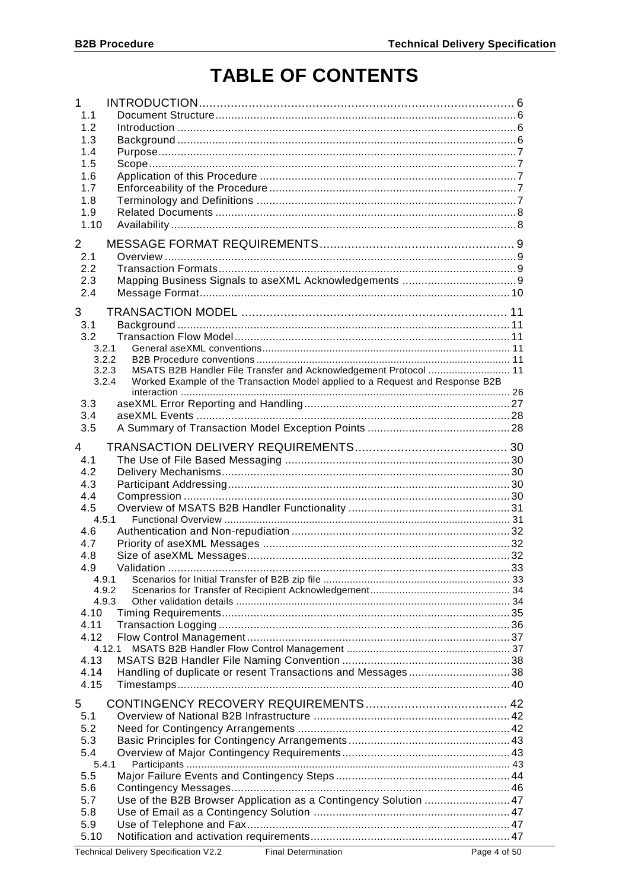# TABLE OF CONTENTS

1 INTRODUCTION .......... 6
- 1.1 Document Structure .......... 6
- 1.2 Introduction .......... 6
- 1.3 Background .......... 6
- 1.4 Purpose .......... 7
- 1.5 Scope .......... 7
- 1.6 Application of this Procedure .......... 7
- 1.7 Enforceability of the Procedure .......... 7
- 1.8 Terminology and Definitions .......... 7
- 1.9 Related Documents .......... 8
- 1.10 Availability .......... 8

2 MESSAGE FORMAT REQUIREMENTS .......... 9
- 2.1 Overview .......... 9
- 2.2 Transaction Formats .......... 9
- 2.3 Mapping Business Signals to aseXML Acknowledgements .......... 9
- 2.4 Message Format .......... 10

3 TRANSACTION MODEL .......... 11
- 3.1 Background .......... 11
- 3.2 Transaction Flow Model .......... 11
  - 3.2.1 General aseXML conventions .......... 11
  - 3.2.2 B2B Procedure conventions .......... 11
  - 3.2.3 MSATS B2B Handler File Transfer and Acknowledgement Protocol .......... 11
  - 3.2.4 Worked Example of the Transaction Model applied to a Request and Response B2B interaction .......... 26
- 3.3 aseXML Error Reporting and Handling .......... 27
- 3.4 aseXML Events .......... 28
- 3.5 A Summary of Transaction Model Exception Points .......... 28

4 TRANSACTION DELIVERY REQUIREMENTS .......... 30
- 4.1 The Use of File Based Messaging .......... 30
- 4.2 Delivery Mechanisms .......... 30
- 4.3 Participant Addressing .......... 30
- 4.4 Compression .......... 30
- 4.5 Overview of MSATS B2B Handler Functionality .......... 31
  - 4.5.1 Functional Overview .......... 31
- 4.6 Authentication and Non-repudiation .......... 32
- 4.7 Priority of aseXML Messages .......... 32
- 4.8 Size of aseXML Messages .......... 32
- 4.9 Validation .......... 33
  - 4.9.1 Scenarios for Initial Transfer of B2B zip file .......... 33
  - 4.9.2 Scenarios for Transfer of Recipient Acknowledgement .......... 34
  - 4.9.3 Other validation details .......... 34
- 4.10 Timing Requirements .......... 35
- 4.11 Transaction Logging .......... 36
- 4.12 Flow Control Management .......... 37
  - 4.12.1 MSATS B2B Handler Flow Control Management .......... 37
- 4.13 MSATS B2B Handler File Naming Convention .......... 38
- 4.14 Handling of duplicate or resent Transactions and Messages .......... 38
- 4.15 Timestamps .......... 40

5 CONTINGENCY RECOVERY REQUIREMENTS .......... 42
- 5.1 Overview of National B2B Infrastructure .......... 42
- 5.2 Need for Contingency Arrangements .......... 42
- 5.3 Basic Principles for Contingency Arrangements .......... 43
- 5.4 Overview of Major Contingency Requirements .......... 43
  - 5.4.1 Participants .......... 43
- 5.5 Major Failure Events and Contingency Steps .......... 44
- 5.6 Contingency Messages .......... 46
- 5.7 Use of the B2B Browser Application as a Contingency Solution .......... 47
- 5.8 Use of Email as a Contingency Solution .......... 47
- 5.9 Use of Telephone and Fax .......... 47
- 5.10 Notification and activation requirements .......... 47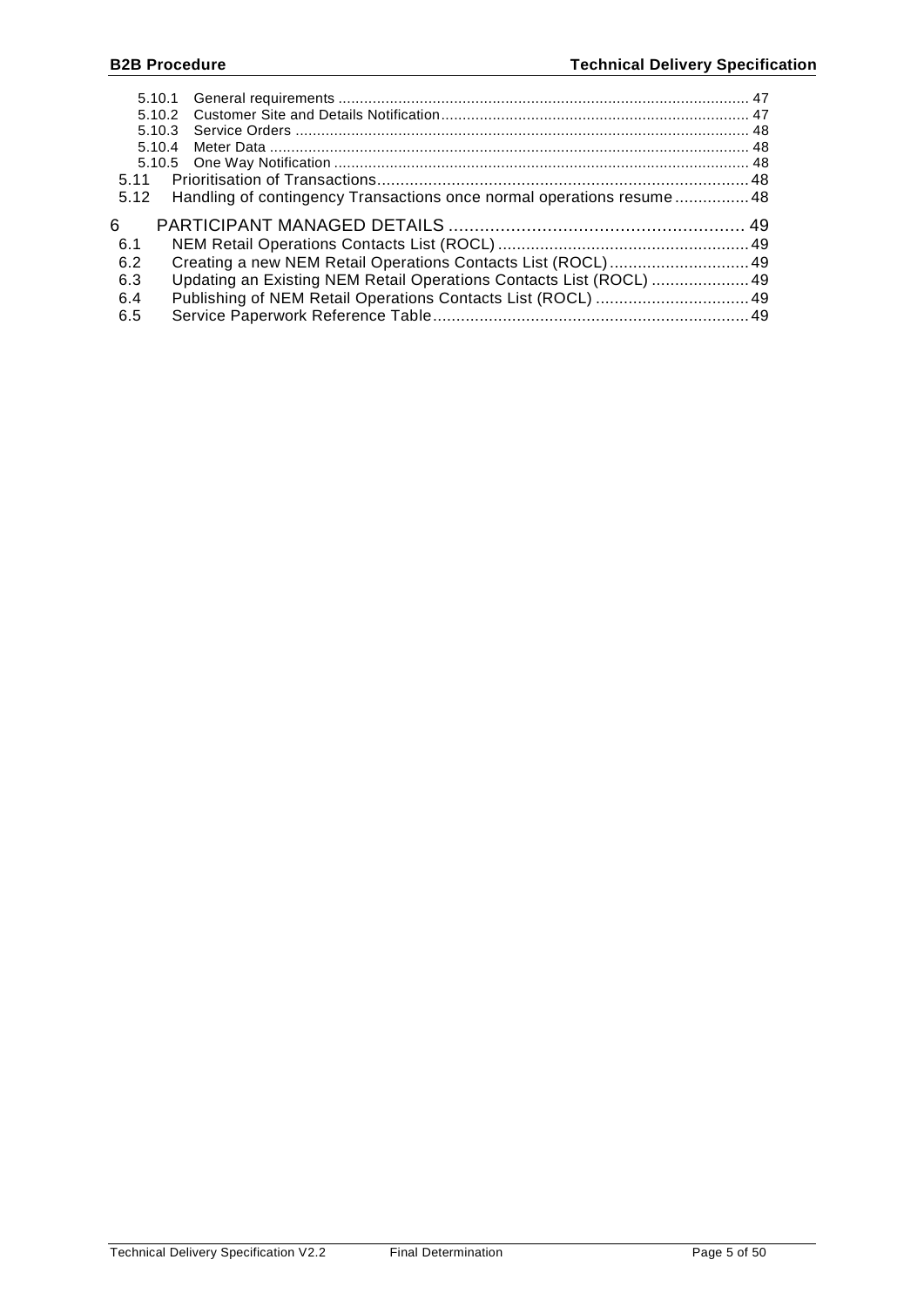5.10.1 General requirements ............................................................................................. 47
5.10.2 Customer Site and Details Notification...................................................................... 47
5.10.3 Service Orders ........................................................................................................ 48
5.10.4 Meter Data ............................................................................................................. 48
5.10.5 One Way Notification ............................................................................................... 48
5.11 Prioritisation of Transactions................................................................................ 48
5.12 Handling of contingency Transactions once normal operations resume ................ 48

6 PARTICIPANT MANAGED DETAILS ......................................................... 49
6.1 NEM Retail Operations Contacts List (ROCL) ...................................................... 49
6.2 Creating a new NEM Retail Operations Contacts List (ROCL) .............................. 49
6.3 Updating an Existing NEM Retail Operations Contacts List (ROCL) ..................... 49
6.4 Publishing of NEM Retail Operations Contacts List (ROCL) ................................. 49
6.5 Service Paperwork Reference Table.................................................................... 49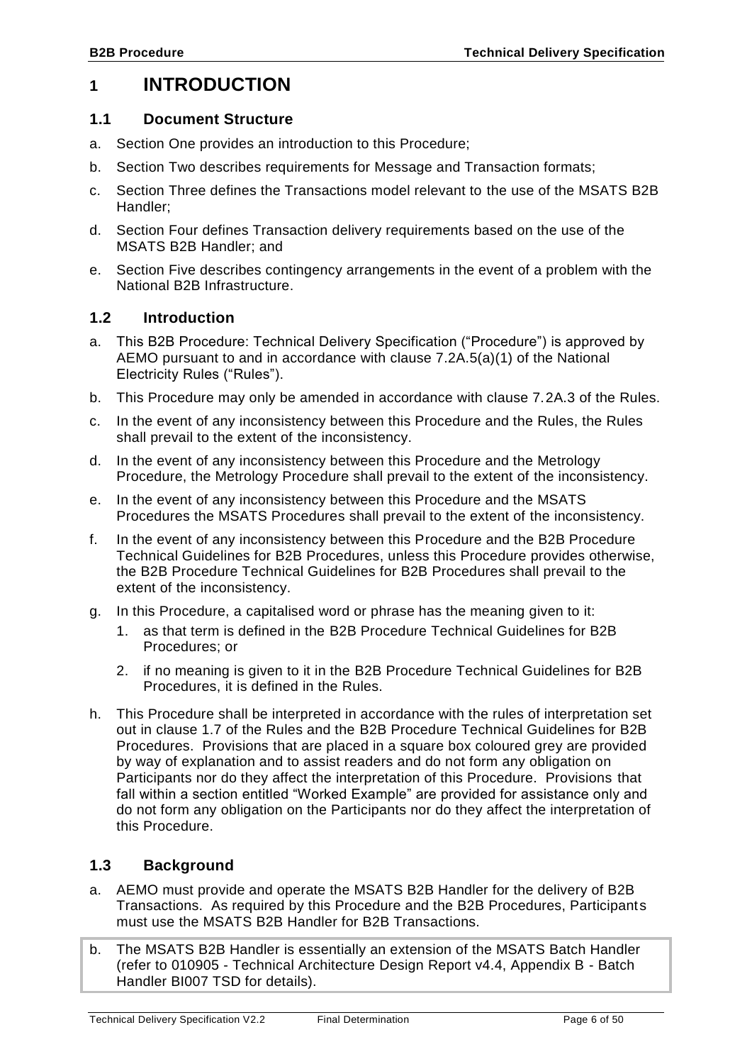# 1 INTRODUCTION

## 1.1 Document Structure

a. Section One provides an introduction to this Procedure;

b. Section Two describes requirements for Message and Transaction formats;

c. Section Three defines the Transactions model relevant to the use of the MSATS B2B Handler;

d. Section Four defines Transaction delivery requirements based on the use of the MSATS B2B Handler; and

e. Section Five describes contingency arrangements in the event of a problem with the National B2B Infrastructure.

## 1.2 Introduction

a. This B2B Procedure: Technical Delivery Specification ("Procedure") is approved by AEMO pursuant to and in accordance with clause 7.2A.5(a)(1) of the National Electricity Rules ("Rules").

b. This Procedure may only be amended in accordance with clause 7.2A.3 of the Rules.

c. In the event of any inconsistency between this Procedure and the Rules, the Rules shall prevail to the extent of the inconsistency.

d. In the event of any inconsistency between this Procedure and the Metrology Procedure, the Metrology Procedure shall prevail to the extent of the inconsistency.

e. In the event of any inconsistency between this Procedure and the MSATS Procedures the MSATS Procedures shall prevail to the extent of the inconsistency.

f. In the event of any inconsistency between this Procedure and the B2B Procedure Technical Guidelines for B2B Procedures, unless this Procedure provides otherwise, the B2B Procedure Technical Guidelines for B2B Procedures shall prevail to the extent of the inconsistency.

g. In this Procedure, a capitalised word or phrase has the meaning given to it:

   1. as that term is defined in the B2B Procedure Technical Guidelines for B2B Procedures; or

   2. if no meaning is given to it in the B2B Procedure Technical Guidelines for B2B Procedures, it is defined in the Rules.

h. This Procedure shall be interpreted in accordance with the rules of interpretation set out in clause 1.7 of the Rules and the B2B Procedure Technical Guidelines for B2B Procedures. Provisions that are placed in a square box coloured grey are provided by way of explanation and to assist readers and do not form any obligation on Participants nor do they affect the interpretation of this Procedure. Provisions that fall within a section entitled "Worked Example" are provided for assistance only and do not form any obligation on the Participants nor do they affect the interpretation of this Procedure.

## 1.3 Background

a. AEMO must provide and operate the MSATS B2B Handler for the delivery of B2B Transactions. As required by this Procedure and the B2B Procedures, Participants must use the MSATS B2B Handler for B2B Transactions.

b. The MSATS B2B Handler is essentially an extension of the MSATS Batch Handler (refer to 010905 - Technical Architecture Design Report v4.4, Appendix B - Batch Handler BI007 TSD for details).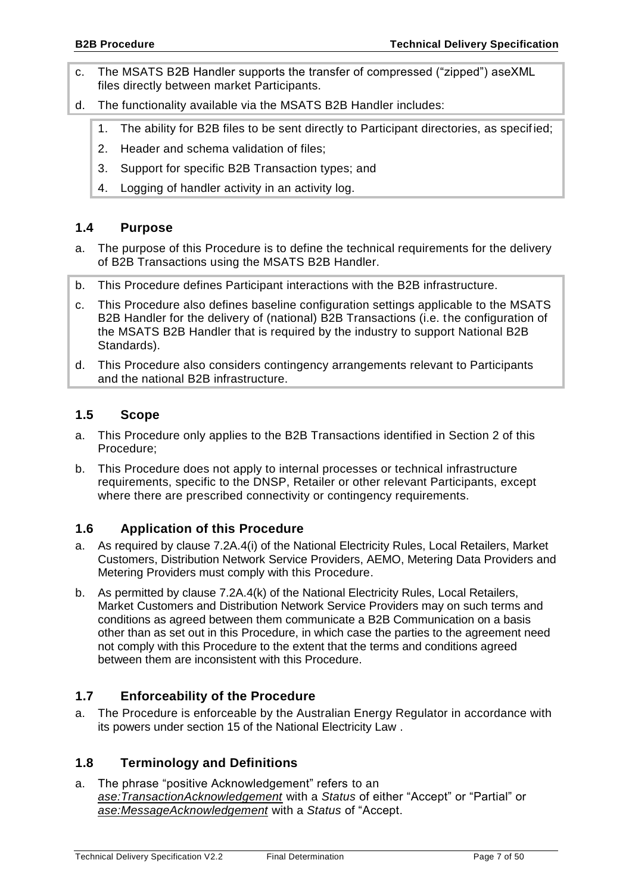c. The MSATS B2B Handler supports the transfer of compressed ("zipped") aseXML files directly between market Participants.

d. The functionality available via the MSATS B2B Handler includes:

   1. The ability for B2B files to be sent directly to Participant directories, as specified;
   2. Header and schema validation of files;
   3. Support for specific B2B Transaction types; and
   4. Logging of handler activity in an activity log.

## 1.4 Purpose

a. The purpose of this Procedure is to define the technical requirements for the delivery of B2B Transactions using the MSATS B2B Handler.

b. This Procedure defines Participant interactions with the B2B infrastructure.

c. This Procedure also defines baseline configuration settings applicable to the MSATS B2B Handler for the delivery of (national) B2B Transactions (i.e. the configuration of the MSATS B2B Handler that is required by the industry to support National B2B Standards).

d. This Procedure also considers contingency arrangements relevant to Participants and the national B2B infrastructure.

## 1.5 Scope

a. This Procedure only applies to the B2B Transactions identified in Section 2 of this Procedure;

b. This Procedure does not apply to internal processes or technical infrastructure requirements, specific to the DNSP, Retailer or other relevant Participants, except where there are prescribed connectivity or contingency requirements.

## 1.6 Application of this Procedure

a. As required by clause 7.2A.4(i) of the National Electricity Rules, Local Retailers, Market Customers, Distribution Network Service Providers, AEMO, Metering Data Providers and Metering Providers must comply with this Procedure.

b. As permitted by clause 7.2A.4(k) of the National Electricity Rules, Local Retailers, Market Customers and Distribution Network Service Providers may on such terms and conditions as agreed between them communicate a B2B Communication on a basis other than as set out in this Procedure, in which case the parties to the agreement need not comply with this Procedure to the extent that the terms and conditions agreed between them are inconsistent with this Procedure.

## 1.7 Enforceability of the Procedure

a. The Procedure is enforceable by the Australian Energy Regulator in accordance with its powers under section 15 of the National Electricity Law .

## 1.8 Terminology and Definitions

a. The phrase "positive Acknowledgement" refers to an *ase:TransactionAcknowledgement* with a *Status* of either "Accept" or "Partial" or *ase:MessageAcknowledgement* with a *Status* of "Accept.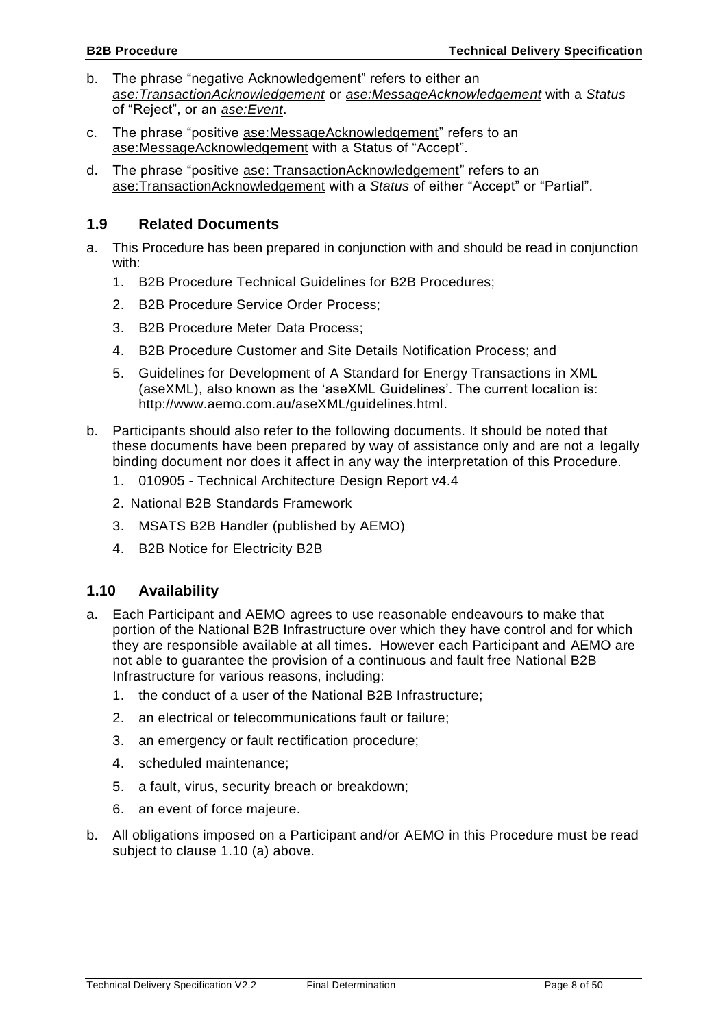b. The phrase "negative Acknowledgement" refers to either an *ase:TransactionAcknowledgement* or *ase:MessageAcknowledgement* with a *Status* of "Reject", or an *ase:Event*.

c. The phrase "positive ase:MessageAcknowledgement" refers to an ase:MessageAcknowledgement with a Status of "Accept".

d. The phrase "positive ase: TransactionAcknowledgement" refers to an ase:TransactionAcknowledgement with a *Status* of either "Accept" or "Partial".

## 1.9 Related Documents

a. This Procedure has been prepared in conjunction with and should be read in conjunction with:

   1. B2B Procedure Technical Guidelines for B2B Procedures;
   2. B2B Procedure Service Order Process;
   3. B2B Procedure Meter Data Process;
   4. B2B Procedure Customer and Site Details Notification Process; and
   5. Guidelines for Development of A Standard for Energy Transactions in XML (aseXML), also known as the 'aseXML Guidelines'. The current location is: http://www.aemo.com.au/aseXML/guidelines.html.

b. Participants should also refer to the following documents. It should be noted that these documents have been prepared by way of assistance only and are not a legally binding document nor does it affect in any way the interpretation of this Procedure.

   1. 010905 - Technical Architecture Design Report v4.4
   2. National B2B Standards Framework
   3. MSATS B2B Handler (published by AEMO)
   4. B2B Notice for Electricity B2B

## 1.10 Availability

a. Each Participant and AEMO agrees to use reasonable endeavours to make that portion of the National B2B Infrastructure over which they have control and for which they are responsible available at all times. However each Participant and AEMO are not able to guarantee the provision of a continuous and fault free National B2B Infrastructure for various reasons, including:

   1. the conduct of a user of the National B2B Infrastructure;
   2. an electrical or telecommunications fault or failure;
   3. an emergency or fault rectification procedure;
   4. scheduled maintenance;
   5. a fault, virus, security breach or breakdown;
   6. an event of force majeure.

b. All obligations imposed on a Participant and/or AEMO in this Procedure must be read subject to clause 1.10 (a) above.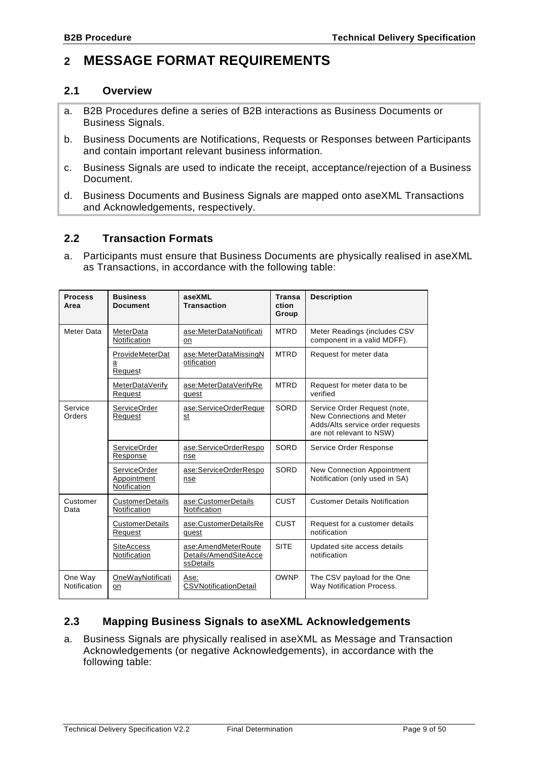# 2 MESSAGE FORMAT REQUIREMENTS

## 2.1 Overview

a. B2B Procedures define a series of B2B interactions as Business Documents or Business Signals.

b. Business Documents are Notifications, Requests or Responses between Participants and contain important relevant business information.

c. Business Signals are used to indicate the receipt, acceptance/rejection of a Business Document.

d. Business Documents and Business Signals are mapped onto aseXML Transactions and Acknowledgements, respectively.

## 2.2 Transaction Formats

a. Participants must ensure that Business Documents are physically realised in aseXML as Transactions, in accordance with the following table:

| Process Area | Business Document | aseXML Transaction | Transaction Group | Description |
|---|---|---|---|---|
| Meter Data | MeterData Notification | ase:MeterDataNotification | MTRD | Meter Readings (includes CSV component in a valid MDFF). |
| | ProvideMeterData Request | ase:MeterDataMissingNotification | MTRD | Request for meter data |
| | MeterDataVerify Request | ase:MeterDataVerifyRequest | MTRD | Request for meter data to be verified |
| Service Orders | ServiceOrder Request | ase:ServiceOrderRequest | SORD | Service Order Request (note, New Connections and Meter Adds/Alts service order requests are not relevant to NSW) |
| | ServiceOrder Response | ase:ServiceOrderResponse | SORD | Service Order Response |
| | ServiceOrder Appointment Notification | ase:ServiceOrderResponse | SORD | New Connection Appointment Notification (only used in SA) |
| Customer Data | CustomerDetails Notification | ase:CustomerDetails Notification | CUST | Customer Details Notification |
| | CustomerDetails Request | ase:CustomerDetailsRequest | CUST | Request for a customer details notification |
| | SiteAccess Notification | ase:AmendMeterRoute Details/AmendSiteAccessDetails | SITE | Updated site access details notification |
| One Way Notification | OneWayNotification | Ase: CSVNotificationDetail | OWNP | The CSV payload for the One Way Notification Process. |

## 2.3 Mapping Business Signals to aseXML Acknowledgements

a. Business Signals are physically realised in aseXML as Message and Transaction Acknowledgements (or negative Acknowledgements), in accordance with the following table: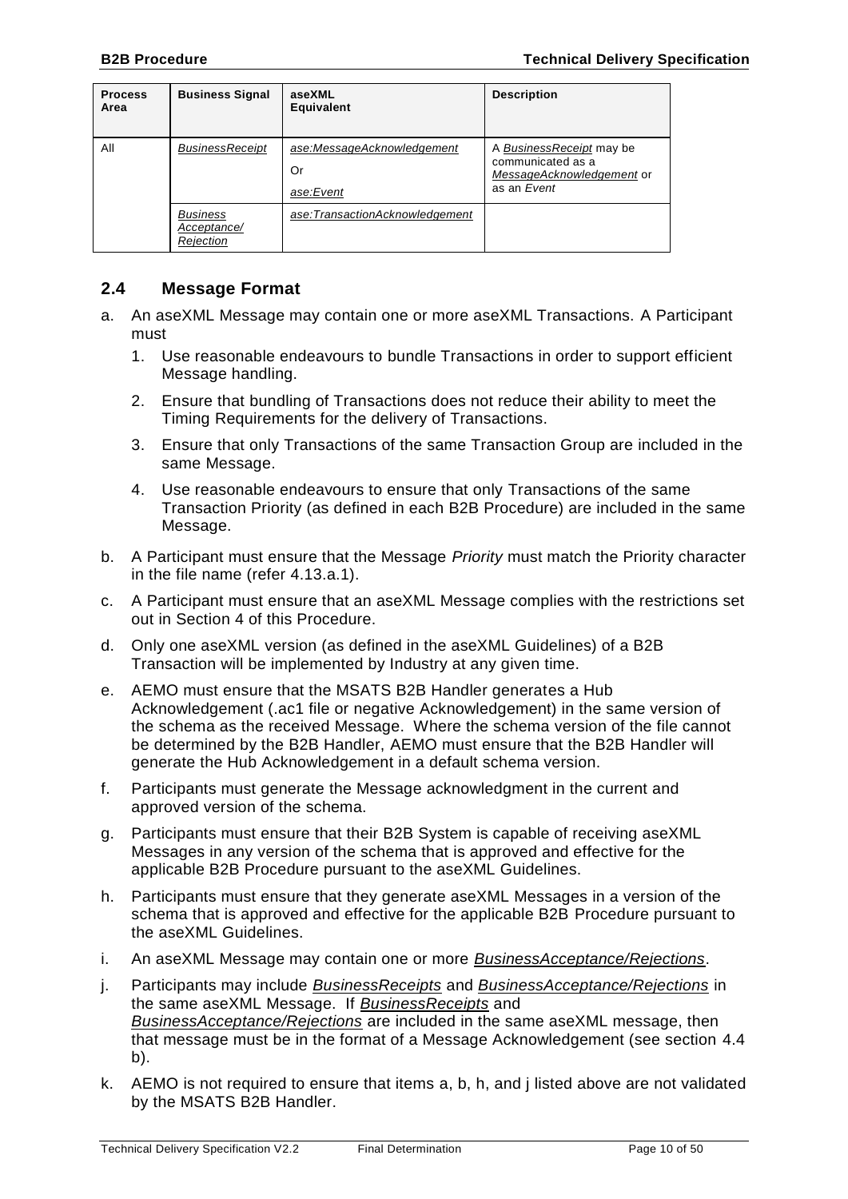| Process Area | Business Signal | aseXML Equivalent | Description |
| --- | --- | --- | --- |
| All | *BusinessReceipt* | *ase:MessageAcknowledgement*<br>Or<br>*ase:Event* | A *BusinessReceipt* may be communicated as a *MessageAcknowledgement* or as an *Event* |
| | *Business Acceptance/ Rejection* | *ase:TransactionAcknowledgement* | |

## 2.4 Message Format

a. An aseXML Message may contain one or more aseXML Transactions. A Participant must

   1. Use reasonable endeavours to bundle Transactions in order to support efficient Message handling.

   2. Ensure that bundling of Transactions does not reduce their ability to meet the Timing Requirements for the delivery of Transactions.

   3. Ensure that only Transactions of the same Transaction Group are included in the same Message.

   4. Use reasonable endeavours to ensure that only Transactions of the same Transaction Priority (as defined in each B2B Procedure) are included in the same Message.

b. A Participant must ensure that the Message *Priority* must match the Priority character in the file name (refer 4.13.a.1).

c. A Participant must ensure that an aseXML Message complies with the restrictions set out in Section 4 of this Procedure.

d. Only one aseXML version (as defined in the aseXML Guidelines) of a B2B Transaction will be implemented by Industry at any given time.

e. AEMO must ensure that the MSATS B2B Handler generates a Hub Acknowledgement (.ac1 file or negative Acknowledgement) in the same version of the schema as the received Message. Where the schema version of the file cannot be determined by the B2B Handler, AEMO must ensure that the B2B Handler will generate the Hub Acknowledgement in a default schema version.

f. Participants must generate the Message acknowledgment in the current and approved version of the schema.

g. Participants must ensure that their B2B System is capable of receiving aseXML Messages in any version of the schema that is approved and effective for the applicable B2B Procedure pursuant to the aseXML Guidelines.

h. Participants must ensure that they generate aseXML Messages in a version of the schema that is approved and effective for the applicable B2B Procedure pursuant to the aseXML Guidelines.

i. An aseXML Message may contain one or more *BusinessAcceptance/Rejections*.

j. Participants may include *BusinessReceipts* and *BusinessAcceptance/Rejections* in the same aseXML Message. If *BusinessReceipts* and *BusinessAcceptance/Rejections* are included in the same aseXML message, then that message must be in the format of a Message Acknowledgement (see section 4.4 b).

k. AEMO is not required to ensure that items a, b, h, and j listed above are not validated by the MSATS B2B Handler.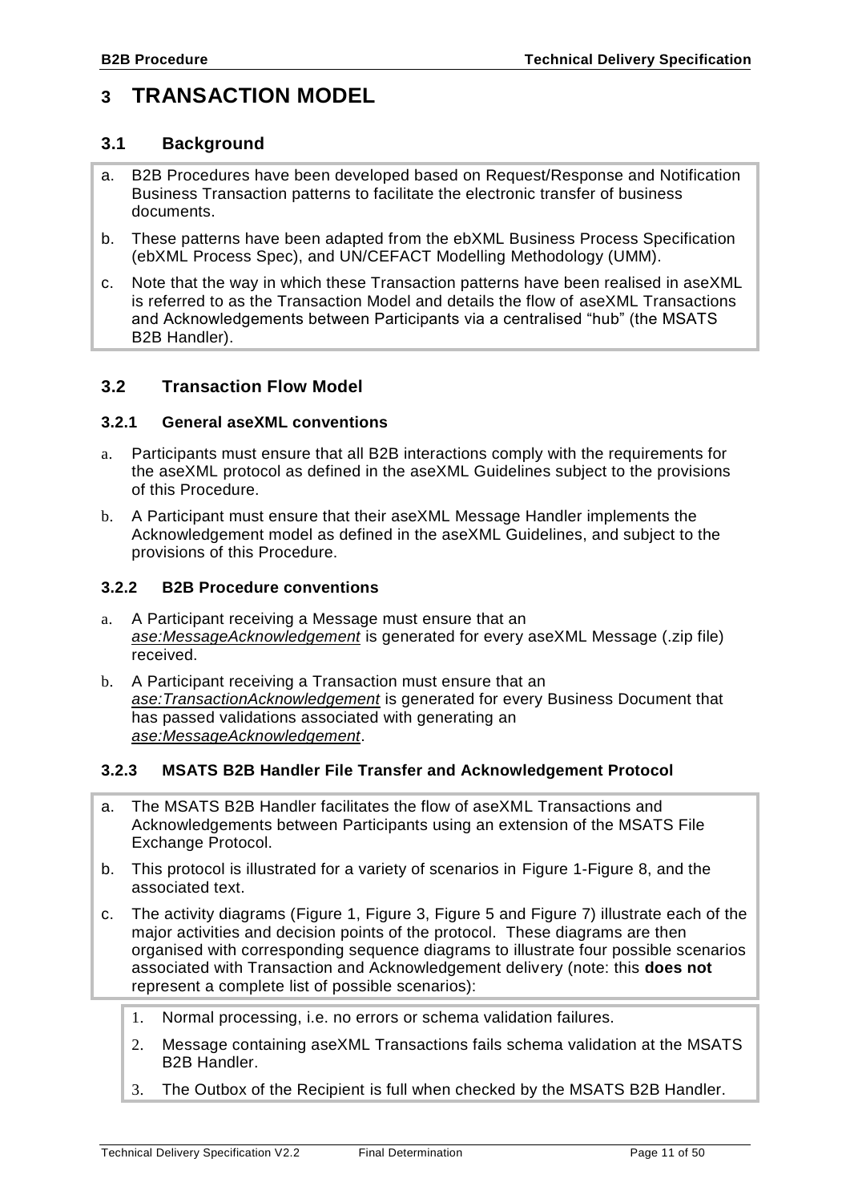# 3 TRANSACTION MODEL

## 3.1 Background

a. B2B Procedures have been developed based on Request/Response and Notification Business Transaction patterns to facilitate the electronic transfer of business documents.

b. These patterns have been adapted from the ebXML Business Process Specification (ebXML Process Spec), and UN/CEFACT Modelling Methodology (UMM).

c. Note that the way in which these Transaction patterns have been realised in aseXML is referred to as the Transaction Model and details the flow of aseXML Transactions and Acknowledgements between Participants via a centralised "hub" (the MSATS B2B Handler).

## 3.2 Transaction Flow Model

### 3.2.1 General aseXML conventions

a. Participants must ensure that all B2B interactions comply with the requirements for the aseXML protocol as defined in the aseXML Guidelines subject to the provisions of this Procedure.

b. A Participant must ensure that their aseXML Message Handler implements the Acknowledgement model as defined in the aseXML Guidelines, and subject to the provisions of this Procedure.

### 3.2.2 B2B Procedure conventions

a. A Participant receiving a Message must ensure that an *ase:MessageAcknowledgement* is generated for every aseXML Message (.zip file) received.

b. A Participant receiving a Transaction must ensure that an *ase:TransactionAcknowledgement* is generated for every Business Document that has passed validations associated with generating an *ase:MessageAcknowledgement*.

### 3.2.3 MSATS B2B Handler File Transfer and Acknowledgement Protocol

a. The MSATS B2B Handler facilitates the flow of aseXML Transactions and Acknowledgements between Participants using an extension of the MSATS File Exchange Protocol.

b. This protocol is illustrated for a variety of scenarios in Figure 1-Figure 8, and the associated text.

c. The activity diagrams (Figure 1, Figure 3, Figure 5 and Figure 7) illustrate each of the major activities and decision points of the protocol. These diagrams are then organised with corresponding sequence diagrams to illustrate four possible scenarios associated with Transaction and Acknowledgement delivery (note: this **does not** represent a complete list of possible scenarios):

   1. Normal processing, i.e. no errors or schema validation failures.
   2. Message containing aseXML Transactions fails schema validation at the MSATS B2B Handler.
   3. The Outbox of the Recipient is full when checked by the MSATS B2B Handler.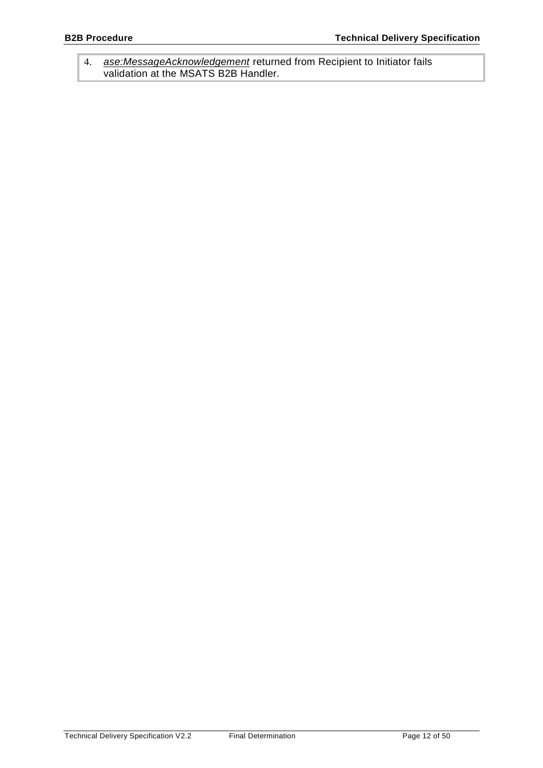4. *ase:MessageAcknowledgement* returned from Recipient to Initiator fails validation at the MSATS B2B Handler.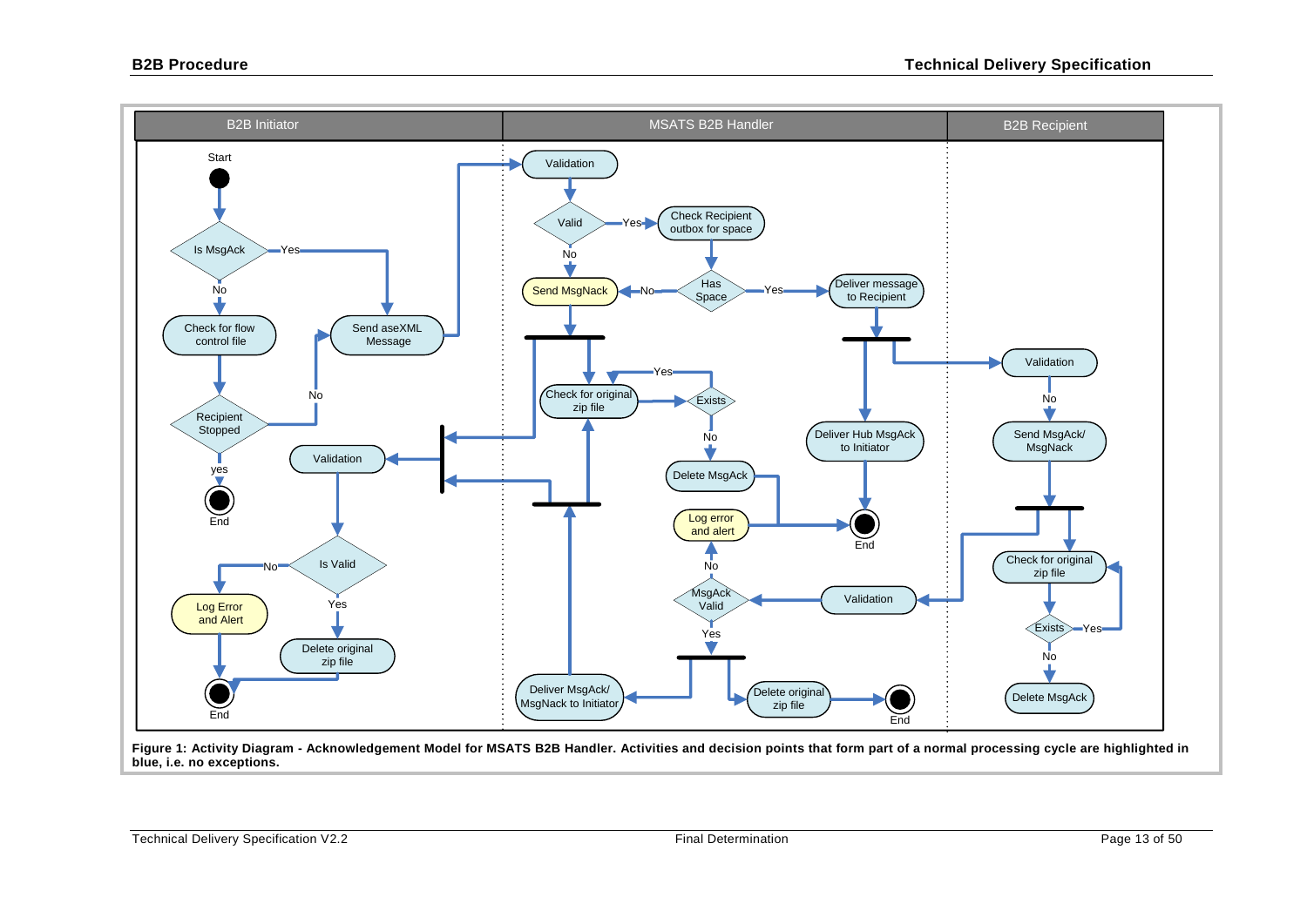**Figure 1: Activity Diagram - Acknowledgement Model for MSATS B2B Handler. Activities and decision points that form part of a normal processing cycle are highlighted in blue, i.e. no exceptions.**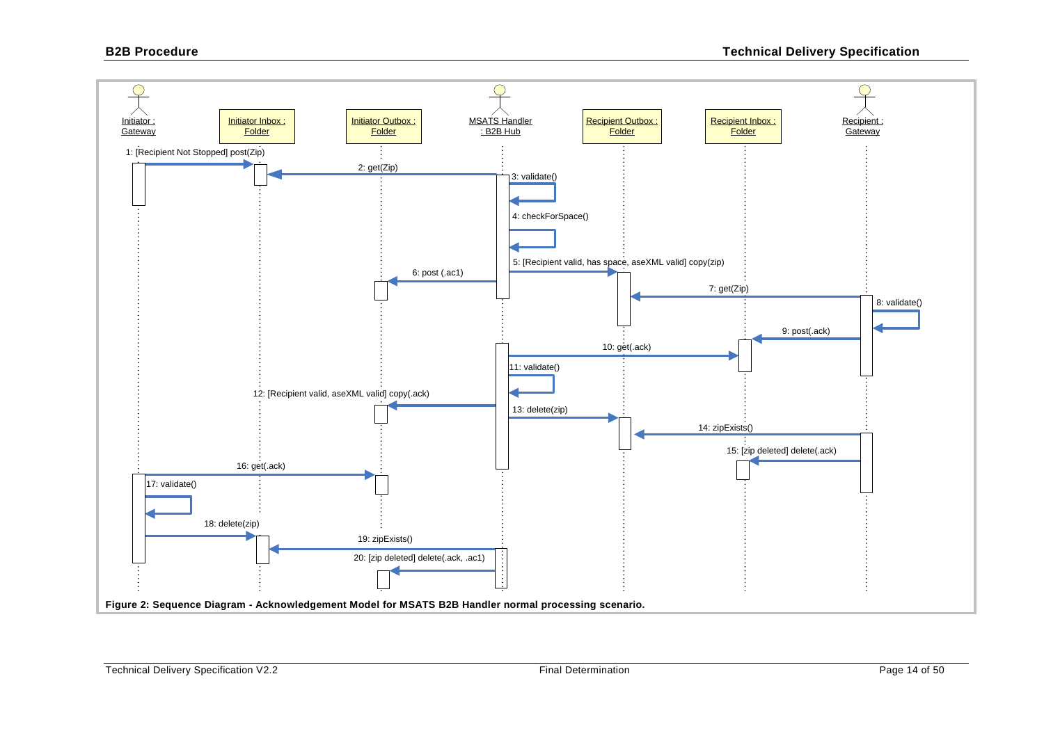Initiator : Gateway | Initiator Inbox : Folder | Initiator Outbox : Folder | MSATS Handler : B2B Hub | Recipient Outbox : Folder | Recipient Inbox : Folder | Recipient : Gateway

1: [Recipient Not Stopped] post(Zip)

2: get(Zip)

3: validate()

4: checkForSpace()

5: [Recipient valid, has space, aseXML valid] copy(zip)

6: post (.ac1)

7: get(Zip)

8: validate()

9: post(.ack)

10: get(.ack)

11: validate()

12: [Recipient valid, aseXML valid] copy(.ack)

13: delete(zip)

14: zipExists()

15: [zip deleted] delete(.ack)

16: get(.ack)

17: validate()

18: delete(zip)

19: zipExists()

20: [zip deleted] delete(.ack, .ac1)

**Figure 2: Sequence Diagram - Acknowledgement Model for MSATS B2B Handler normal processing scenario.**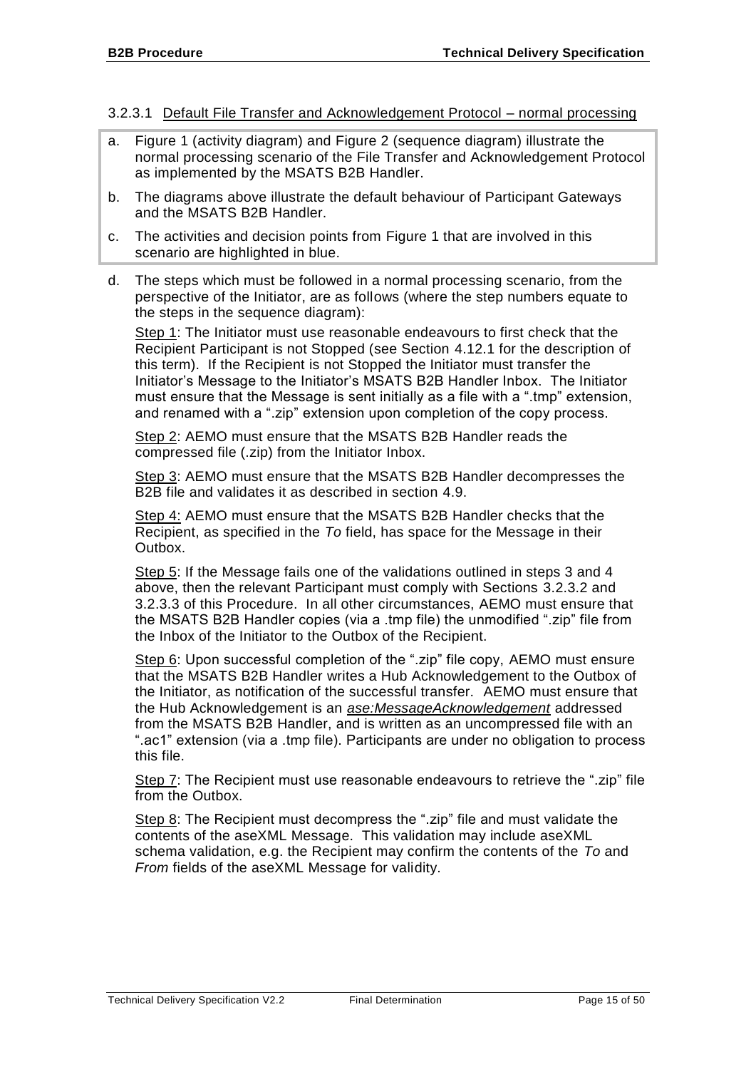#### 3.2.3.1 Default File Transfer and Acknowledgement Protocol – normal processing

a. Figure 1 (activity diagram) and Figure 2 (sequence diagram) illustrate the normal processing scenario of the File Transfer and Acknowledgement Protocol as implemented by the MSATS B2B Handler.

b. The diagrams above illustrate the default behaviour of Participant Gateways and the MSATS B2B Handler.

c. The activities and decision points from Figure 1 that are involved in this scenario are highlighted in blue.

d. The steps which must be followed in a normal processing scenario, from the perspective of the Initiator, are as follows (where the step numbers equate to the steps in the sequence diagram):

   Step 1: The Initiator must use reasonable endeavours to first check that the Recipient Participant is not Stopped (see Section 4.12.1 for the description of this term). If the Recipient is not Stopped the Initiator must transfer the Initiator's Message to the Initiator's MSATS B2B Handler Inbox. The Initiator must ensure that the Message is sent initially as a file with a ".tmp" extension, and renamed with a ".zip" extension upon completion of the copy process.

   Step 2: AEMO must ensure that the MSATS B2B Handler reads the compressed file (.zip) from the Initiator Inbox.

   Step 3: AEMO must ensure that the MSATS B2B Handler decompresses the B2B file and validates it as described in section 4.9.

   Step 4: AEMO must ensure that the MSATS B2B Handler checks that the Recipient, as specified in the *To* field, has space for the Message in their Outbox.

   Step 5: If the Message fails one of the validations outlined in steps 3 and 4 above, then the relevant Participant must comply with Sections 3.2.3.2 and 3.2.3.3 of this Procedure. In all other circumstances, AEMO must ensure that the MSATS B2B Handler copies (via a .tmp file) the unmodified ".zip" file from the Inbox of the Initiator to the Outbox of the Recipient.

   Step 6: Upon successful completion of the ".zip" file copy, AEMO must ensure that the MSATS B2B Handler writes a Hub Acknowledgement to the Outbox of the Initiator, as notification of the successful transfer. AEMO must ensure that the Hub Acknowledgement is an *ase:MessageAcknowledgement* addressed from the MSATS B2B Handler, and is written as an uncompressed file with an ".ac1" extension (via a .tmp file). Participants are under no obligation to process this file.

   Step 7: The Recipient must use reasonable endeavours to retrieve the ".zip" file from the Outbox.

   Step 8: The Recipient must decompress the ".zip" file and must validate the contents of the aseXML Message. This validation may include aseXML schema validation, e.g. the Recipient may confirm the contents of the *To* and *From* fields of the aseXML Message for validity.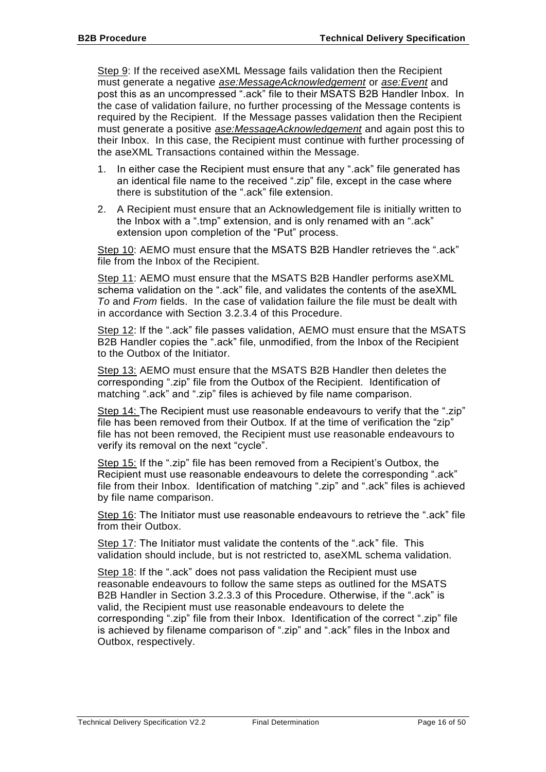Step 9: If the received aseXML Message fails validation then the Recipient must generate a negative *ase:MessageAcknowledgement* or *ase:Event* and post this as an uncompressed ".ack" file to their MSATS B2B Handler Inbox. In the case of validation failure, no further processing of the Message contents is required by the Recipient. If the Message passes validation then the Recipient must generate a positive *ase:MessageAcknowledgement* and again post this to their Inbox. In this case, the Recipient must continue with further processing of the aseXML Transactions contained within the Message.

1. In either case the Recipient must ensure that any ".ack" file generated has an identical file name to the received ".zip" file, except in the case where there is substitution of the ".ack" file extension.
2. A Recipient must ensure that an Acknowledgement file is initially written to the Inbox with a ".tmp" extension, and is only renamed with an ".ack" extension upon completion of the "Put" process.

Step 10: AEMO must ensure that the MSATS B2B Handler retrieves the ".ack" file from the Inbox of the Recipient.

Step 11: AEMO must ensure that the MSATS B2B Handler performs aseXML schema validation on the ".ack" file, and validates the contents of the aseXML *To* and *From* fields. In the case of validation failure the file must be dealt with in accordance with Section 3.2.3.4 of this Procedure.

Step 12: If the ".ack" file passes validation, AEMO must ensure that the MSATS B2B Handler copies the ".ack" file, unmodified, from the Inbox of the Recipient to the Outbox of the Initiator.

Step 13: AEMO must ensure that the MSATS B2B Handler then deletes the corresponding ".zip" file from the Outbox of the Recipient. Identification of matching ".ack" and ".zip" files is achieved by file name comparison.

Step 14: The Recipient must use reasonable endeavours to verify that the ".zip" file has been removed from their Outbox. If at the time of verification the "zip" file has not been removed, the Recipient must use reasonable endeavours to verify its removal on the next "cycle".

Step 15: If the ".zip" file has been removed from a Recipient's Outbox, the Recipient must use reasonable endeavours to delete the corresponding ".ack" file from their Inbox. Identification of matching ".zip" and ".ack" files is achieved by file name comparison.

Step 16: The Initiator must use reasonable endeavours to retrieve the ".ack" file from their Outbox.

Step 17: The Initiator must validate the contents of the ".ack" file. This validation should include, but is not restricted to, aseXML schema validation.

Step 18: If the ".ack" does not pass validation the Recipient must use reasonable endeavours to follow the same steps as outlined for the MSATS B2B Handler in Section 3.2.3.3 of this Procedure. Otherwise, if the ".ack" is valid, the Recipient must use reasonable endeavours to delete the corresponding ".zip" file from their Inbox. Identification of the correct ".zip" file is achieved by filename comparison of ".zip" and ".ack" files in the Inbox and Outbox, respectively.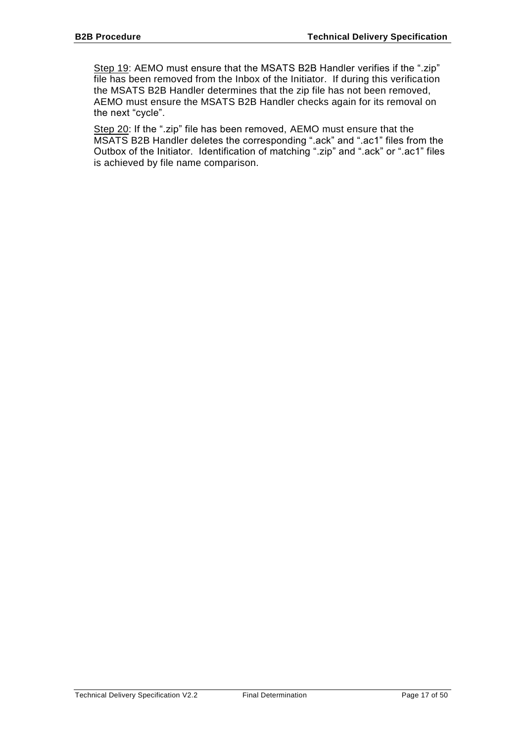<u>Step 19</u>: AEMO must ensure that the MSATS B2B Handler verifies if the ".zip" file has been removed from the Inbox of the Initiator. If during this verification the MSATS B2B Handler determines that the zip file has not been removed, AEMO must ensure the MSATS B2B Handler checks again for its removal on the next "cycle".

<u>Step 20</u>: If the ".zip" file has been removed, AEMO must ensure that the MSATS B2B Handler deletes the corresponding ".ack" and ".ac1" files from the Outbox of the Initiator. Identification of matching ".zip" and ".ack" or ".ac1" files is achieved by file name comparison.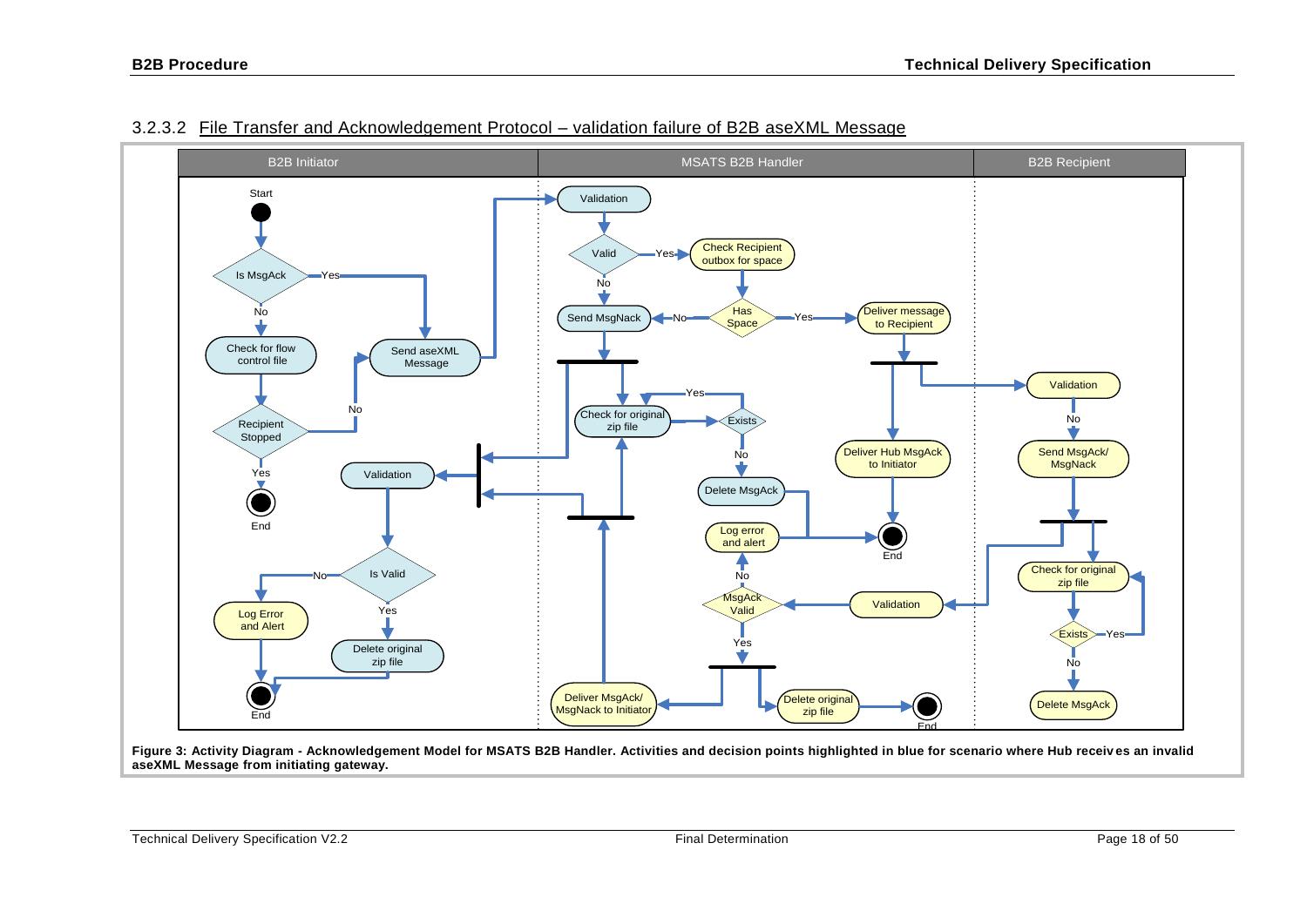### 3.2.3.2 File Transfer and Acknowledgement Protocol – validation failure of B2B aseXML Message

**Figure 3: Activity Diagram - Acknowledgement Model for MSATS B2B Handler. Activities and decision points highlighted in blue for scenario where Hub receives an invalid aseXML Message from initiating gateway.**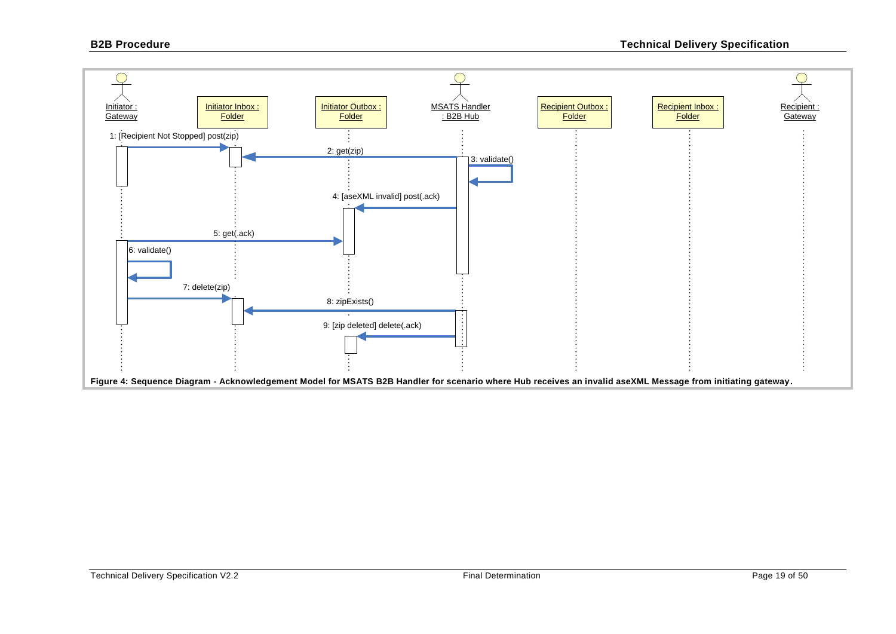Initiator : Gateway | Initiator Inbox : Folder | Initiator Outbox : Folder | MSATS Handler : B2B Hub | Recipient Outbox : Folder | Recipient Inbox : Folder | Recipient : Gateway

1: [Recipient Not Stopped] post(zip)

2: get(zip)

3: validate()

4: [aseXML invalid] post(.ack)

5: get(.ack)

6: validate()

7: delete(zip)

8: zipExists()

9: [zip deleted] delete(.ack)

**Figure 4: Sequence Diagram - Acknowledgement Model for MSATS B2B Handler for scenario where Hub receives an invalid aseXML Message from initiating gateway.**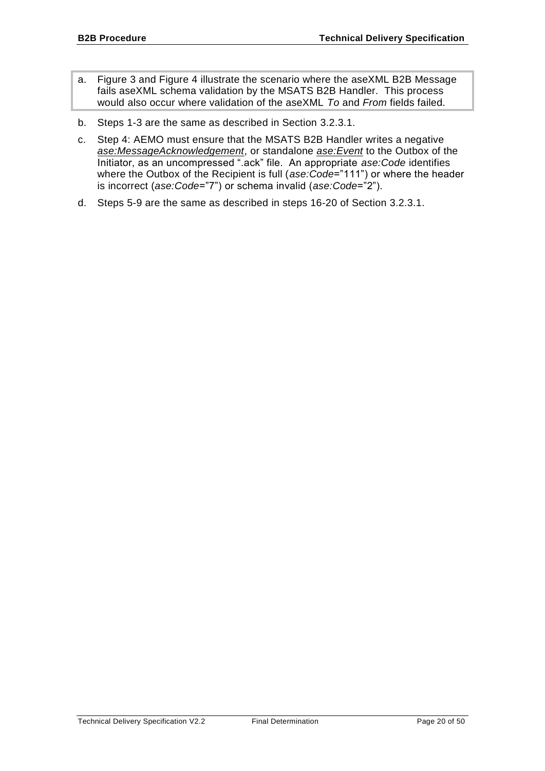a. Figure 3 and Figure 4 illustrate the scenario where the aseXML B2B Message fails aseXML schema validation by the MSATS B2B Handler. This process would also occur where validation of the aseXML *To* and *From* fields failed.

b. Steps 1-3 are the same as described in Section 3.2.3.1.

c. Step 4: AEMO must ensure that the MSATS B2B Handler writes a negative *ase:MessageAcknowledgement*, or standalone *ase:Event* to the Outbox of the Initiator, as an uncompressed ".ack" file. An appropriate *ase:Code* identifies where the Outbox of the Recipient is full (*ase:Code*="111") or where the header is incorrect (*ase:Code*="7") or schema invalid (*ase:Code*="2").

d. Steps 5-9 are the same as described in steps 16-20 of Section 3.2.3.1.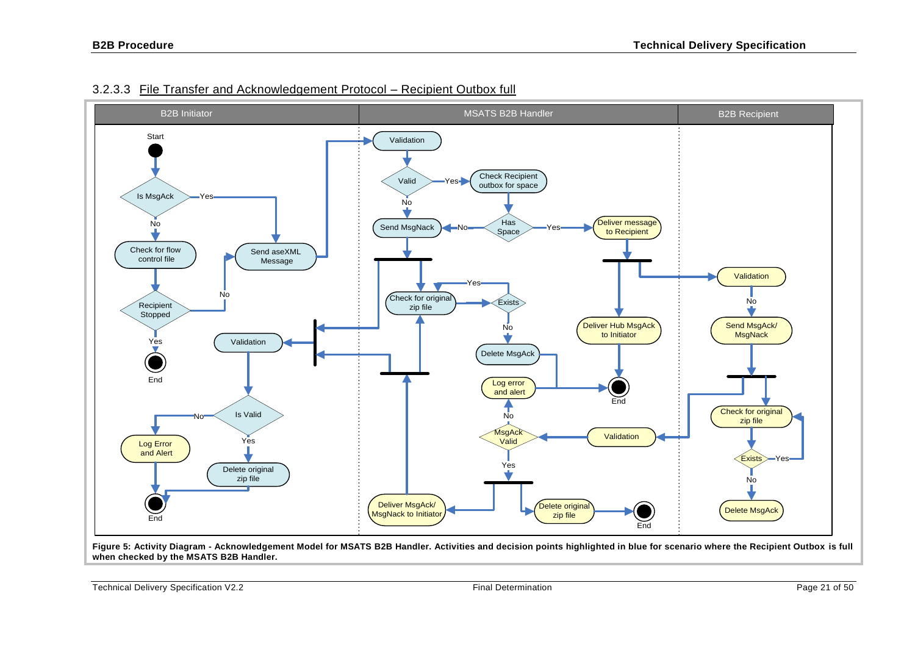### 3.2.3.3 File Transfer and Acknowledgement Protocol – Recipient Outbox full

**Figure 5: Activity Diagram - Acknowledgement Model for MSATS B2B Handler. Activities and decision points highlighted in blue for scenario where the Recipient Outbox is full when checked by the MSATS B2B Handler.**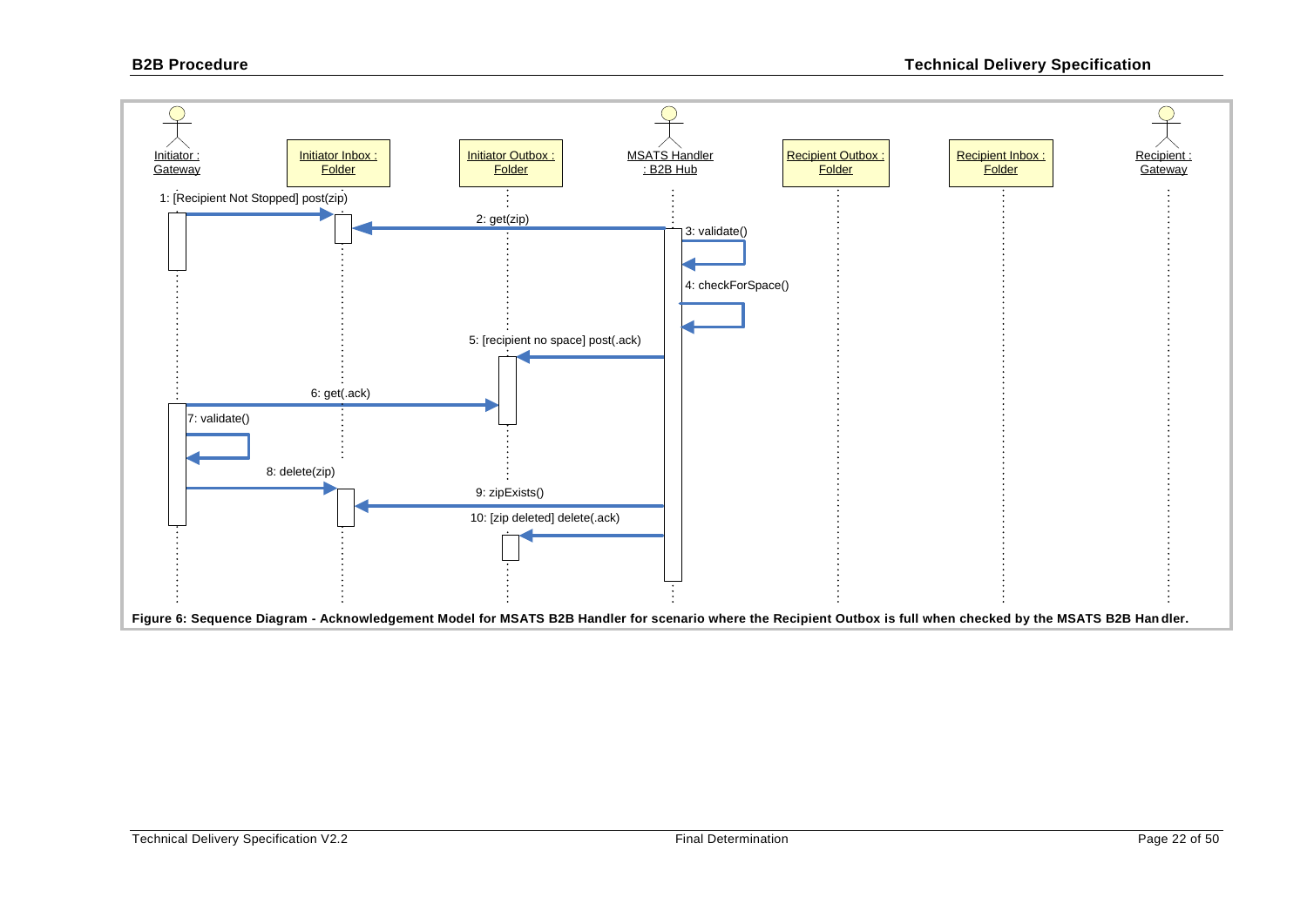Initiator : Gateway | Initiator Inbox : Folder | Initiator Outbox : Folder | MSATS Handler : B2B Hub | Recipient Outbox : Folder | Recipient Inbox : Folder | Recipient : Gateway

1: [Recipient Not Stopped] post(zip)

2: get(zip)

3: validate()

4: checkForSpace()

5: [recipient no space] post(.ack)

6: get(.ack)

7: validate()

8: delete(zip)

9: zipExists()

10: [zip deleted] delete(.ack)

**Figure 6: Sequence Diagram - Acknowledgement Model for MSATS B2B Handler for scenario where the Recipient Outbox is full when checked by the MSATS B2B Handler.**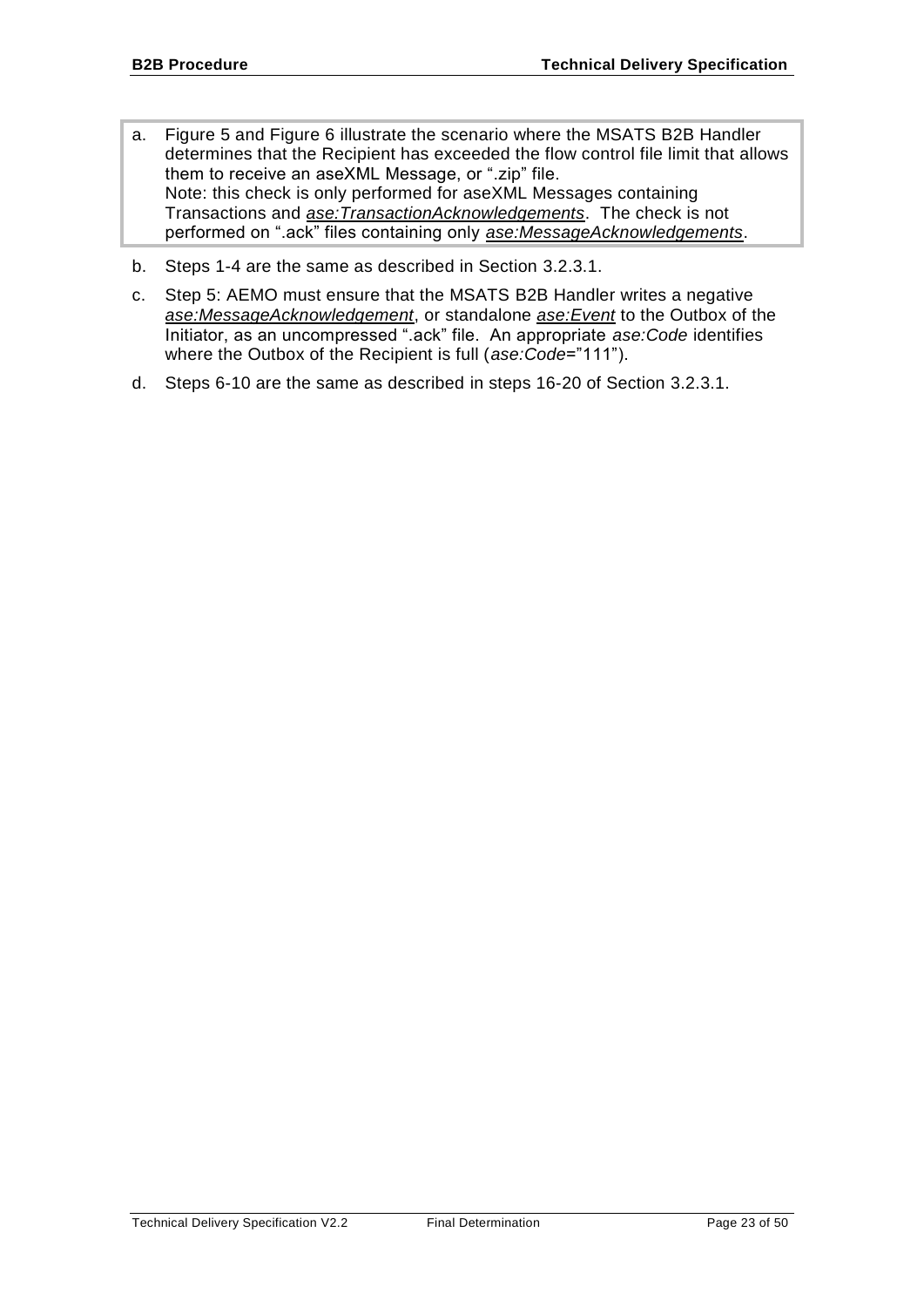a. Figure 5 and Figure 6 illustrate the scenario where the MSATS B2B Handler determines that the Recipient has exceeded the flow control file limit that allows them to receive an aseXML Message, or ".zip" file.
   Note: this check is only performed for aseXML Messages containing Transactions and *ase:TransactionAcknowledgements*. The check is not performed on ".ack" files containing only *ase:MessageAcknowledgements*.

b. Steps 1-4 are the same as described in Section 3.2.3.1.

c. Step 5: AEMO must ensure that the MSATS B2B Handler writes a negative *ase:MessageAcknowledgement*, or standalone *ase:Event* to the Outbox of the Initiator, as an uncompressed ".ack" file. An appropriate *ase:Code* identifies where the Outbox of the Recipient is full (*ase:Code*="111").

d. Steps 6-10 are the same as described in steps 16-20 of Section 3.2.3.1.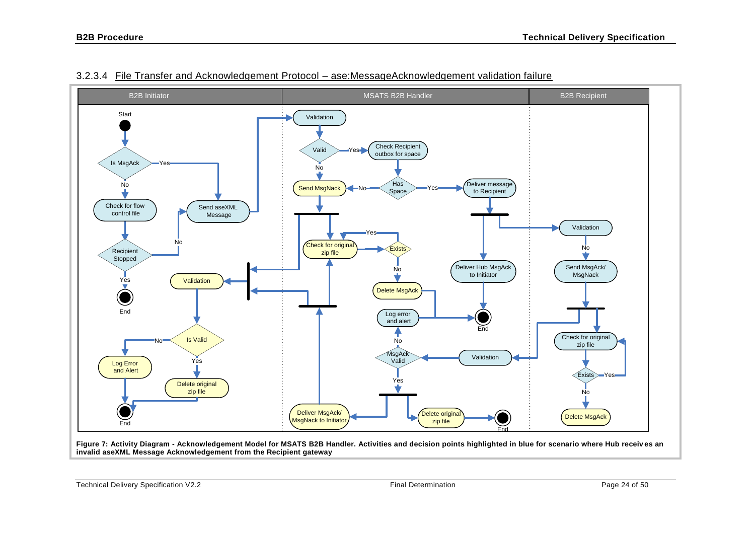### 3.2.3.4 File Transfer and Acknowledgement Protocol – ase:MessageAcknowledgement validation failure

**Figure 7: Activity Diagram - Acknowledgement Model for MSATS B2B Handler. Activities and decision points highlighted in blue for scenario where Hub receives an invalid aseXML Message Acknowledgement from the Recipient gateway**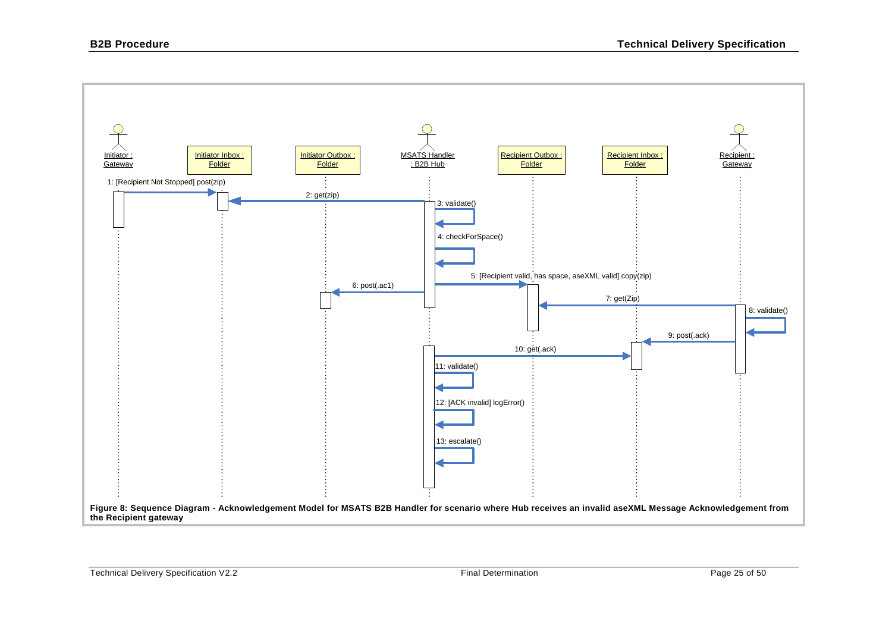Initiator : Gateway

Initiator Inbox : Folder

Initiator Outbox : Folder

MSATS Handler : B2B Hub

Recipient Outbox : Folder

Recipient Inbox : Folder

Recipient : Gateway

1: [Recipient Not Stopped] post(zip)

2: get(zip)

3: validate()

4: checkForSpace()

5: [Recipient valid, has space, aseXML valid] copy(zip)

6: post(.ac1)

7: get(Zip)

8: validate()

9: post(.ack)

10: get(.ack)

11: validate()

12: [ACK invalid] logError()

13: escalate()

**Figure 8: Sequence Diagram - Acknowledgement Model for MSATS B2B Handler for scenario where Hub receives an invalid aseXML Message Acknowledgement from the Recipient gateway**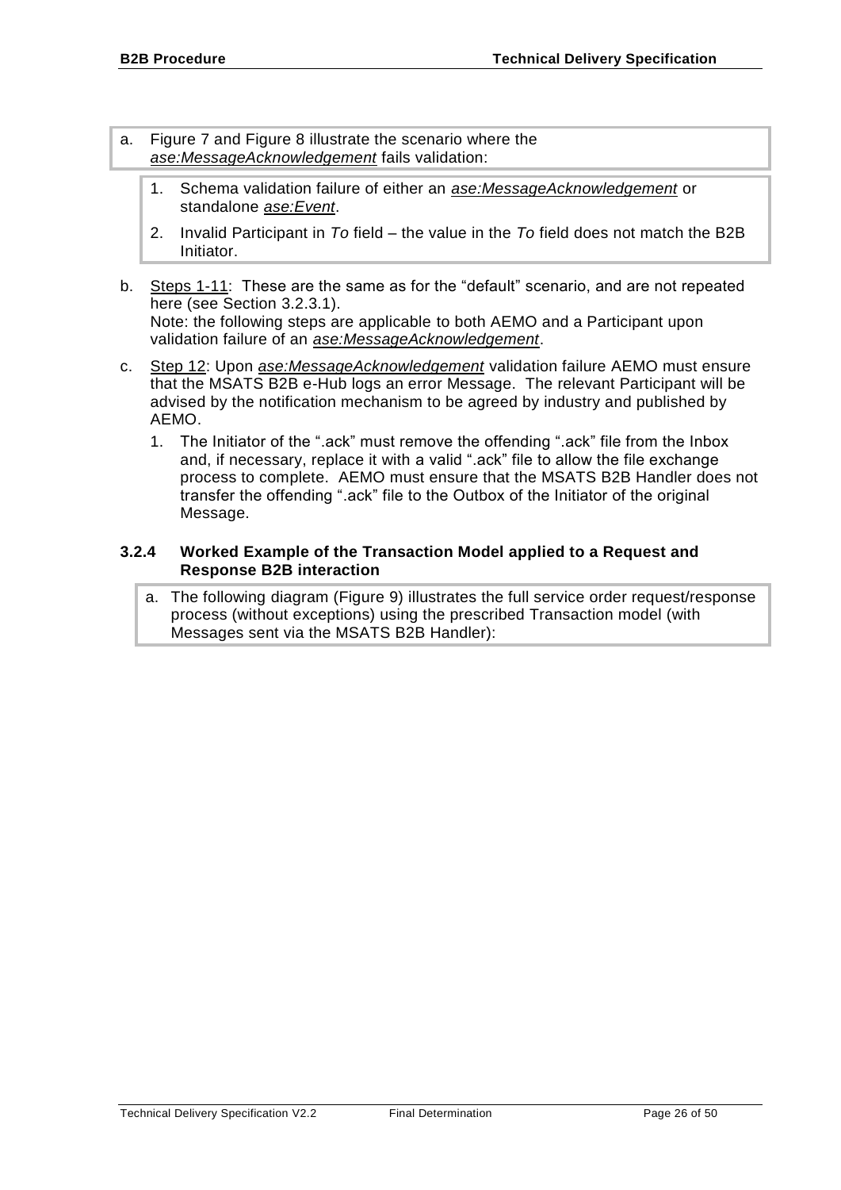a. Figure 7 and Figure 8 illustrate the scenario where the *ase:MessageAcknowledgement* fails validation:

   1. Schema validation failure of either an *ase:MessageAcknowledgement* or standalone *ase:Event*.
   2. Invalid Participant in *To* field – the value in the *To* field does not match the B2B Initiator.

b. Steps 1-11: These are the same as for the "default" scenario, and are not repeated here (see Section 3.2.3.1).
   Note: the following steps are applicable to both AEMO and a Participant upon validation failure of an *ase:MessageAcknowledgement*.

c. Step 12: Upon *ase:MessageAcknowledgement* validation failure AEMO must ensure that the MSATS B2B e-Hub logs an error Message. The relevant Participant will be advised by the notification mechanism to be agreed by industry and published by AEMO.

   1. The Initiator of the ".ack" must remove the offending ".ack" file from the Inbox and, if necessary, replace it with a valid ".ack" file to allow the file exchange process to complete. AEMO must ensure that the MSATS B2B Handler does not transfer the offending ".ack" file to the Outbox of the Initiator of the original Message.

### 3.2.4 Worked Example of the Transaction Model applied to a Request and Response B2B interaction

a. The following diagram (Figure 9) illustrates the full service order request/response process (without exceptions) using the prescribed Transaction model (with Messages sent via the MSATS B2B Handler):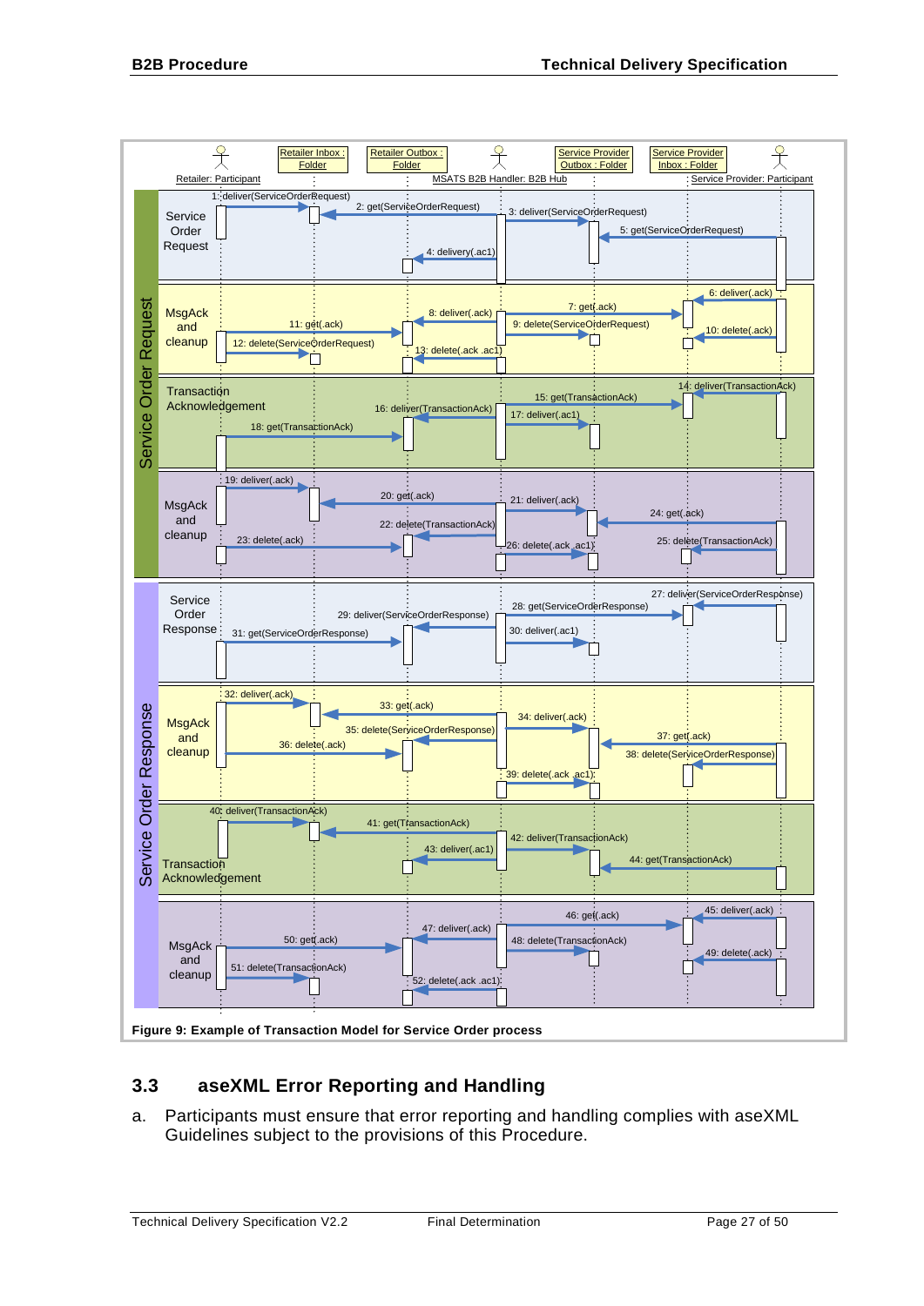**Figure 9: Example of Transaction Model for Service Order process**

## 3.3 aseXML Error Reporting and Handling

a. Participants must ensure that error reporting and handling complies with aseXML Guidelines subject to the provisions of this Procedure.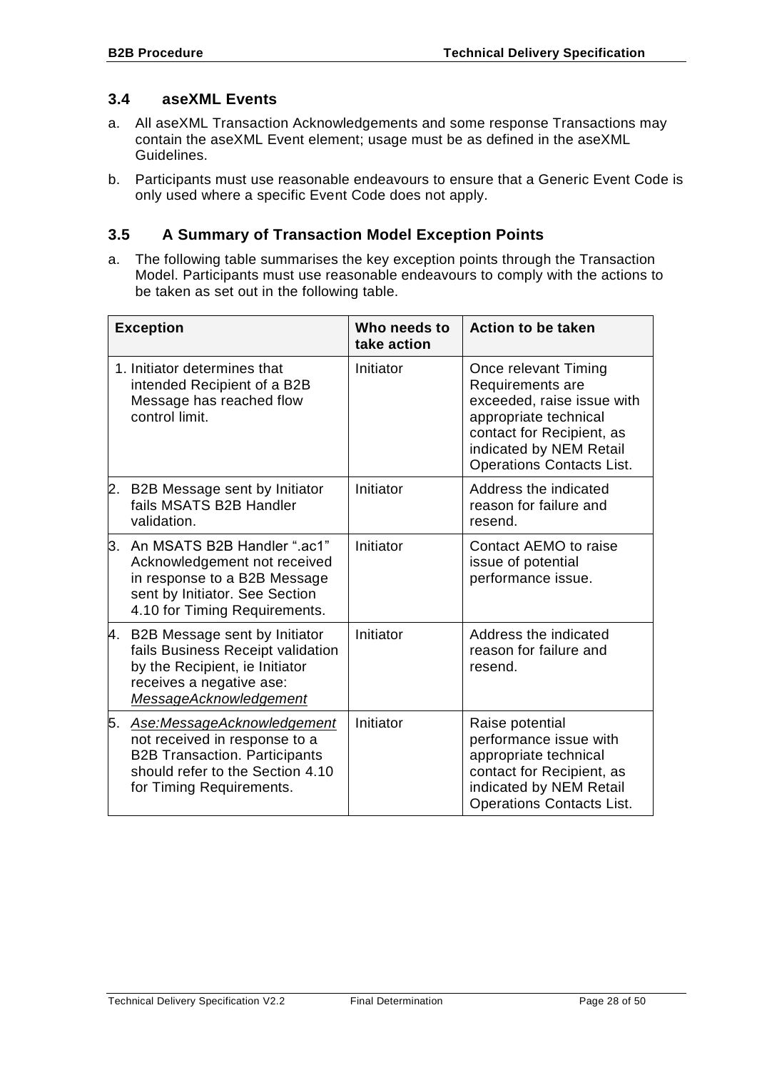### 3.4 aseXML Events

a. All aseXML Transaction Acknowledgements and some response Transactions may contain the aseXML Event element; usage must be as defined in the aseXML Guidelines.

b. Participants must use reasonable endeavours to ensure that a Generic Event Code is only used where a specific Event Code does not apply.

### 3.5 A Summary of Transaction Model Exception Points

a. The following table summarises the key exception points through the Transaction Model. Participants must use reasonable endeavours to comply with the actions to be taken as set out in the following table.

| Exception | Who needs to take action | Action to be taken |
|---|---|---|
| 1. Initiator determines that intended Recipient of a B2B Message has reached flow control limit. | Initiator | Once relevant Timing Requirements are exceeded, raise issue with appropriate technical contact for Recipient, as indicated by NEM Retail Operations Contacts List. |
| 2. B2B Message sent by Initiator fails MSATS B2B Handler validation. | Initiator | Address the indicated reason for failure and resend. |
| 3. An MSATS B2B Handler ".ac1" Acknowledgement not received in response to a B2B Message sent by Initiator. See Section 4.10 for Timing Requirements. | Initiator | Contact AEMO to raise issue of potential performance issue. |
| 4. B2B Message sent by Initiator fails Business Receipt validation by the Recipient, ie Initiator receives a negative ase: *MessageAcknowledgement* | Initiator | Address the indicated reason for failure and resend. |
| 5. *Ase:MessageAcknowledgement* not received in response to a B2B Transaction. Participants should refer to the Section 4.10 for Timing Requirements. | Initiator | Raise potential performance issue with appropriate technical contact for Recipient, as indicated by NEM Retail Operations Contacts List. |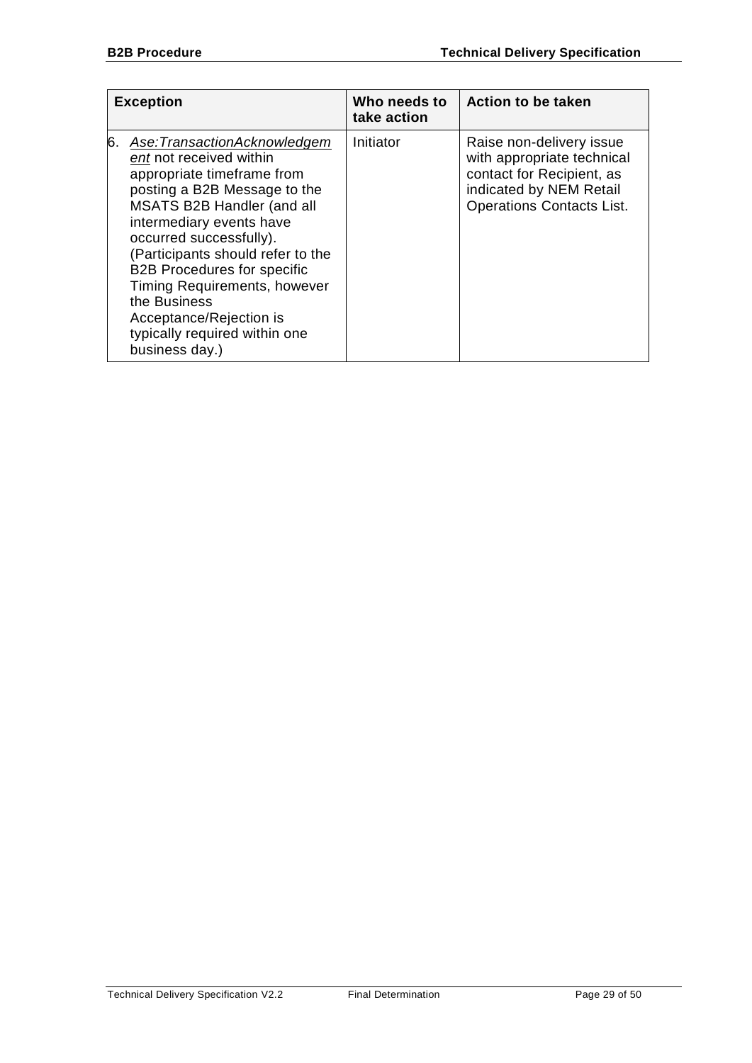| Exception | Who needs to take action | Action to be taken |
|---|---|---|
| 6. *Ase:TransactionAcknowledgement* not received within appropriate timeframe from posting a B2B Message to the MSATS B2B Handler (and all intermediary events have occurred successfully). (Participants should refer to the B2B Procedures for specific Timing Requirements, however the Business Acceptance/Rejection is typically required within one business day.) | Initiator | Raise non-delivery issue with appropriate technical contact for Recipient, as indicated by NEM Retail Operations Contacts List. |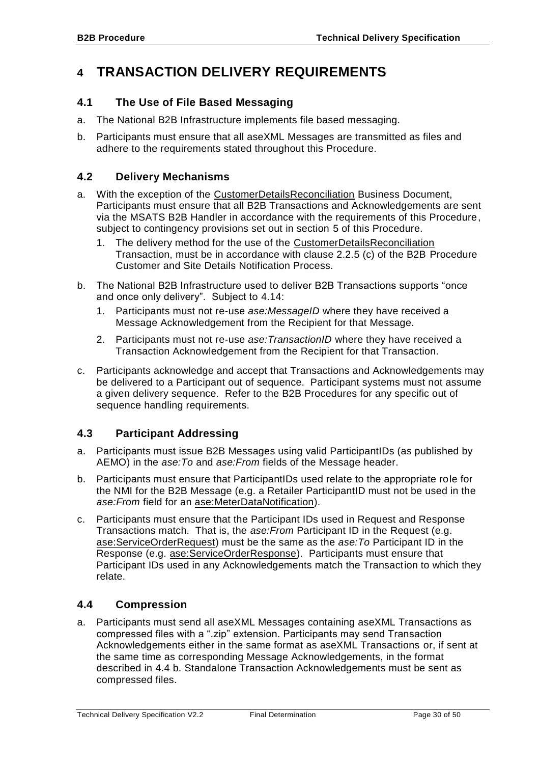# 4 TRANSACTION DELIVERY REQUIREMENTS

## 4.1 The Use of File Based Messaging

a. The National B2B Infrastructure implements file based messaging.

b. Participants must ensure that all aseXML Messages are transmitted as files and adhere to the requirements stated throughout this Procedure.

## 4.2 Delivery Mechanisms

a. With the exception of the CustomerDetailsReconciliation Business Document, Participants must ensure that all B2B Transactions and Acknowledgements are sent via the MSATS B2B Handler in accordance with the requirements of this Procedure, subject to contingency provisions set out in section 5 of this Procedure.

   1. The delivery method for the use of the CustomerDetailsReconciliation Transaction, must be in accordance with clause 2.2.5 (c) of the B2B Procedure Customer and Site Details Notification Process.

b. The National B2B Infrastructure used to deliver B2B Transactions supports "once and once only delivery". Subject to 4.14:

   1. Participants must not re-use *ase:MessageID* where they have received a Message Acknowledgement from the Recipient for that Message.

   2. Participants must not re-use *ase:TransactionID* where they have received a Transaction Acknowledgement from the Recipient for that Transaction.

c. Participants acknowledge and accept that Transactions and Acknowledgements may be delivered to a Participant out of sequence. Participant systems must not assume a given delivery sequence. Refer to the B2B Procedures for any specific out of sequence handling requirements.

## 4.3 Participant Addressing

a. Participants must issue B2B Messages using valid ParticipantIDs (as published by AEMO) in the *ase:To* and *ase:From* fields of the Message header.

b. Participants must ensure that ParticipantIDs used relate to the appropriate role for the NMI for the B2B Message (e.g. a Retailer ParticipantID must not be used in the *ase:From* field for an ase:MeterDataNotification).

c. Participants must ensure that the Participant IDs used in Request and Response Transactions match. That is, the *ase:From* Participant ID in the Request (e.g. ase:ServiceOrderRequest) must be the same as the *ase:To* Participant ID in the Response (e.g. ase:ServiceOrderResponse). Participants must ensure that Participant IDs used in any Acknowledgements match the Transaction to which they relate.

## 4.4 Compression

a. Participants must send all aseXML Messages containing aseXML Transactions as compressed files with a ".zip" extension. Participants may send Transaction Acknowledgements either in the same format as aseXML Transactions or, if sent at the same time as corresponding Message Acknowledgements, in the format described in 4.4 b. Standalone Transaction Acknowledgements must be sent as compressed files.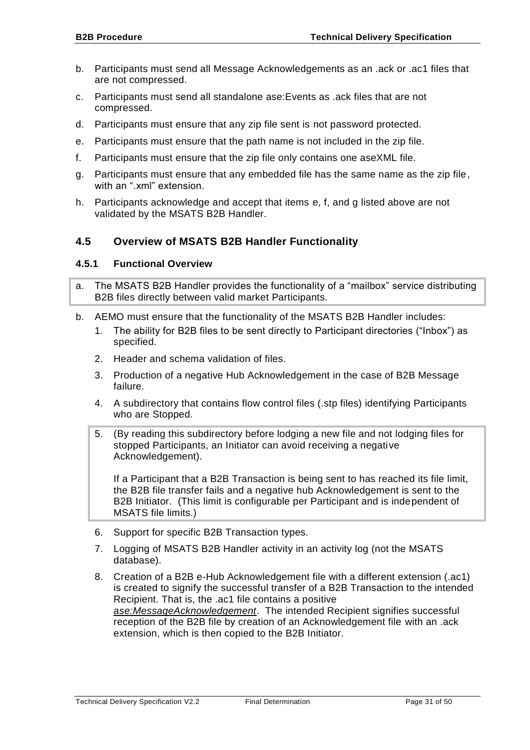b. Participants must send all Message Acknowledgements as an .ack or .ac1 files that are not compressed.

c. Participants must send all standalone ase:Events as .ack files that are not compressed.

d. Participants must ensure that any zip file sent is not password protected.

e. Participants must ensure that the path name is not included in the zip file.

f. Participants must ensure that the zip file only contains one aseXML file.

g. Participants must ensure that any embedded file has the same name as the zip file, with an ".xml" extension.

h. Participants acknowledge and accept that items e, f, and g listed above are not validated by the MSATS B2B Handler.

## 4.5 Overview of MSATS B2B Handler Functionality

### 4.5.1 Functional Overview

a. The MSATS B2B Handler provides the functionality of a "mailbox" service distributing B2B files directly between valid market Participants.

b. AEMO must ensure that the functionality of the MSATS B2B Handler includes:

   1. The ability for B2B files to be sent directly to Participant directories ("Inbox") as specified.

   2. Header and schema validation of files.

   3. Production of a negative Hub Acknowledgement in the case of B2B Message failure.

   4. A subdirectory that contains flow control files (.stp files) identifying Participants who are Stopped.

   5. (By reading this subdirectory before lodging a new file and not lodging files for stopped Participants, an Initiator can avoid receiving a negative Acknowledgement).

      If a Participant that a B2B Transaction is being sent to has reached its file limit, the B2B file transfer fails and a negative hub Acknowledgement is sent to the B2B Initiator. (This limit is configurable per Participant and is independent of MSATS file limits.)

   6. Support for specific B2B Transaction types.

   7. Logging of MSATS B2B Handler activity in an activity log (not the MSATS database).

   8. Creation of a B2B e-Hub Acknowledgement file with a different extension (.ac1) is created to signify the successful transfer of a B2B Transaction to the intended Recipient. That is, the .ac1 file contains a positive *ase:MessageAcknowledgement*. The intended Recipient signifies successful reception of the B2B file by creation of an Acknowledgement file with an .ack extension, which is then copied to the B2B Initiator.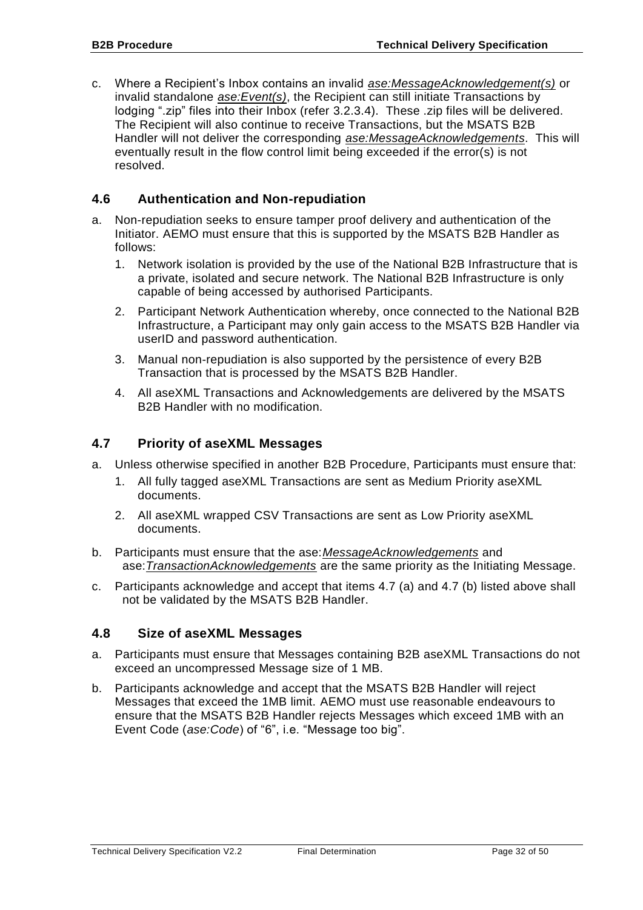c. Where a Recipient's Inbox contains an invalid *ase:MessageAcknowledgement(s)* or invalid standalone *ase:Event(s)*, the Recipient can still initiate Transactions by lodging ".zip" files into their Inbox (refer 3.2.3.4). These .zip files will be delivered. The Recipient will also continue to receive Transactions, but the MSATS B2B Handler will not deliver the corresponding *ase:MessageAcknowledgements*. This will eventually result in the flow control limit being exceeded if the error(s) is not resolved.

## 4.6 Authentication and Non-repudiation

a. Non-repudiation seeks to ensure tamper proof delivery and authentication of the Initiator. AEMO must ensure that this is supported by the MSATS B2B Handler as follows:

   1. Network isolation is provided by the use of the National B2B Infrastructure that is a private, isolated and secure network. The National B2B Infrastructure is only capable of being accessed by authorised Participants.

   2. Participant Network Authentication whereby, once connected to the National B2B Infrastructure, a Participant may only gain access to the MSATS B2B Handler via userID and password authentication.

   3. Manual non-repudiation is also supported by the persistence of every B2B Transaction that is processed by the MSATS B2B Handler.

   4. All aseXML Transactions and Acknowledgements are delivered by the MSATS B2B Handler with no modification.

## 4.7 Priority of aseXML Messages

a. Unless otherwise specified in another B2B Procedure, Participants must ensure that:

   1. All fully tagged aseXML Transactions are sent as Medium Priority aseXML documents.

   2. All aseXML wrapped CSV Transactions are sent as Low Priority aseXML documents.

b. Participants must ensure that the ase:*MessageAcknowledgements* and ase:*TransactionAcknowledgements* are the same priority as the Initiating Message.

c. Participants acknowledge and accept that items 4.7 (a) and 4.7 (b) listed above shall not be validated by the MSATS B2B Handler.

## 4.8 Size of aseXML Messages

a. Participants must ensure that Messages containing B2B aseXML Transactions do not exceed an uncompressed Message size of 1 MB.

b. Participants acknowledge and accept that the MSATS B2B Handler will reject Messages that exceed the 1MB limit. AEMO must use reasonable endeavours to ensure that the MSATS B2B Handler rejects Messages which exceed 1MB with an Event Code (*ase:Code*) of "6", i.e. "Message too big".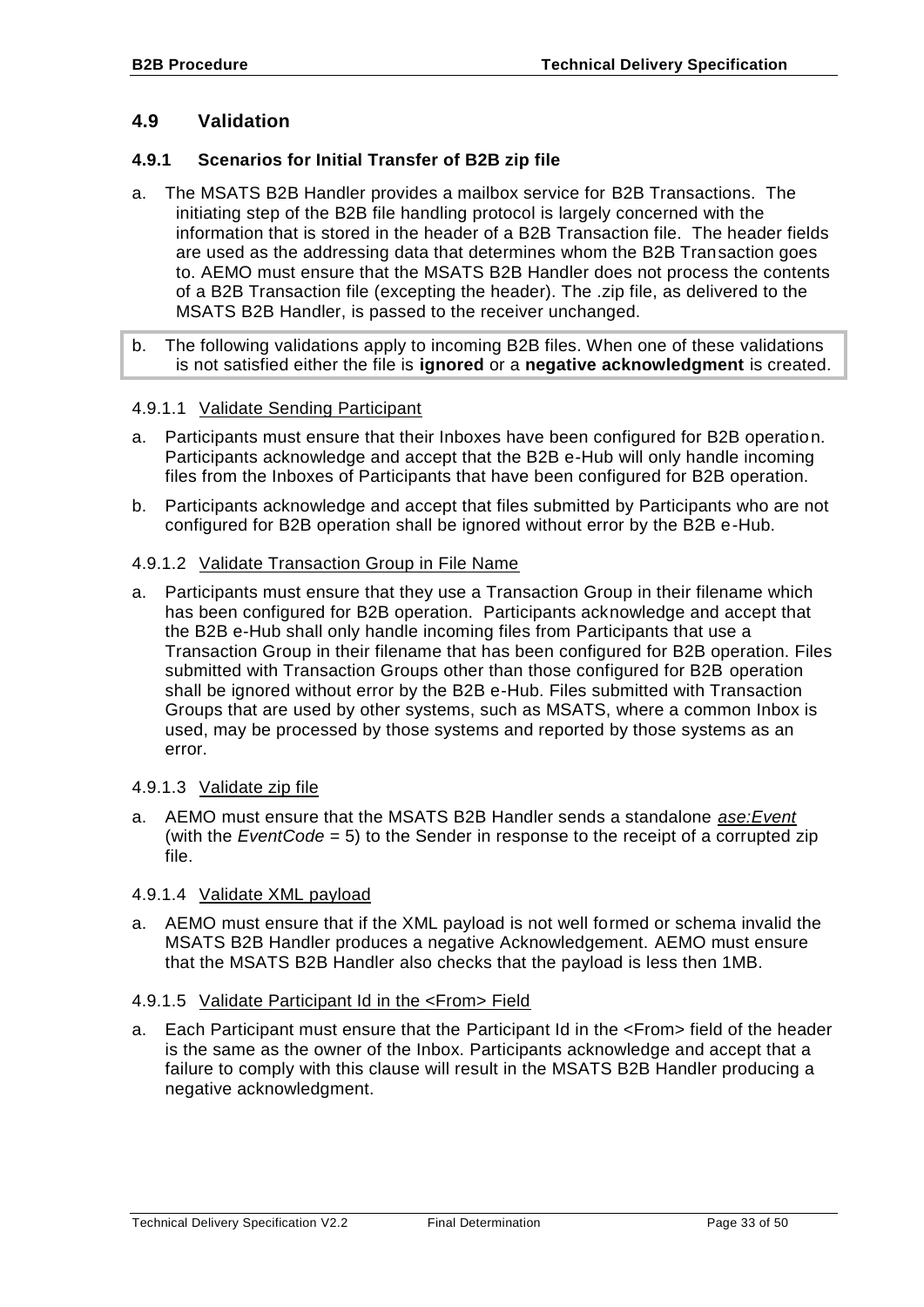## 4.9 Validation

### 4.9.1 Scenarios for Initial Transfer of B2B zip file

a. The MSATS B2B Handler provides a mailbox service for B2B Transactions. The initiating step of the B2B file handling protocol is largely concerned with the information that is stored in the header of a B2B Transaction file. The header fields are used as the addressing data that determines whom the B2B Transaction goes to. AEMO must ensure that the MSATS B2B Handler does not process the contents of a B2B Transaction file (excepting the header). The .zip file, as delivered to the MSATS B2B Handler, is passed to the receiver unchanged.

b. The following validations apply to incoming B2B files. When one of these validations is not satisfied either the file is **ignored** or a **negative acknowledgment** is created.

#### 4.9.1.1 Validate Sending Participant

a. Participants must ensure that their Inboxes have been configured for B2B operation. Participants acknowledge and accept that the B2B e-Hub will only handle incoming files from the Inboxes of Participants that have been configured for B2B operation.

b. Participants acknowledge and accept that files submitted by Participants who are not configured for B2B operation shall be ignored without error by the B2B e-Hub.

#### 4.9.1.2 Validate Transaction Group in File Name

a. Participants must ensure that they use a Transaction Group in their filename which has been configured for B2B operation. Participants acknowledge and accept that the B2B e-Hub shall only handle incoming files from Participants that use a Transaction Group in their filename that has been configured for B2B operation. Files submitted with Transaction Groups other than those configured for B2B operation shall be ignored without error by the B2B e-Hub. Files submitted with Transaction Groups that are used by other systems, such as MSATS, where a common Inbox is used, may be processed by those systems and reported by those systems as an error.

#### 4.9.1.3 Validate zip file

a. AEMO must ensure that the MSATS B2B Handler sends a standalone *ase:Event* (with the *EventCode* = 5) to the Sender in response to the receipt of a corrupted zip file.

#### 4.9.1.4 Validate XML payload

a. AEMO must ensure that if the XML payload is not well formed or schema invalid the MSATS B2B Handler produces a negative Acknowledgement. AEMO must ensure that the MSATS B2B Handler also checks that the payload is less then 1MB.

#### 4.9.1.5 Validate Participant Id in the <From> Field

a. Each Participant must ensure that the Participant Id in the <From> field of the header is the same as the owner of the Inbox. Participants acknowledge and accept that a failure to comply with this clause will result in the MSATS B2B Handler producing a negative acknowledgment.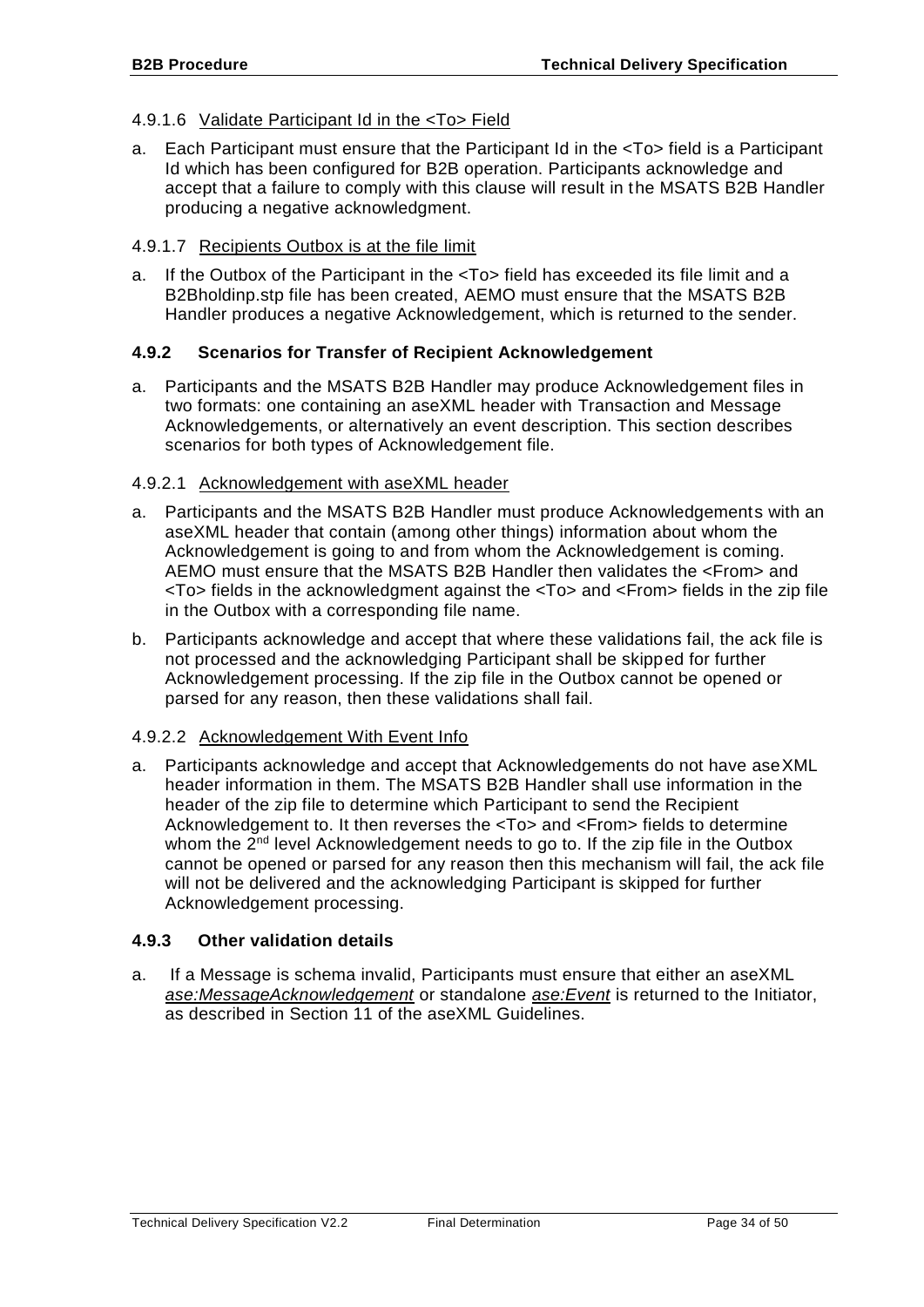#### 4.9.1.6 Validate Participant Id in the <To> Field

a. Each Participant must ensure that the Participant Id in the <To> field is a Participant Id which has been configured for B2B operation. Participants acknowledge and accept that a failure to comply with this clause will result in the MSATS B2B Handler producing a negative acknowledgment.

#### 4.9.1.7 Recipients Outbox is at the file limit

a. If the Outbox of the Participant in the <To> field has exceeded its file limit and a B2Bholdinp.stp file has been created, AEMO must ensure that the MSATS B2B Handler produces a negative Acknowledgement, which is returned to the sender.

### 4.9.2 Scenarios for Transfer of Recipient Acknowledgement

a. Participants and the MSATS B2B Handler may produce Acknowledgement files in two formats: one containing an aseXML header with Transaction and Message Acknowledgements, or alternatively an event description. This section describes scenarios for both types of Acknowledgement file.

#### 4.9.2.1 Acknowledgement with aseXML header

a. Participants and the MSATS B2B Handler must produce Acknowledgements with an aseXML header that contain (among other things) information about whom the Acknowledgement is going to and from whom the Acknowledgement is coming. AEMO must ensure that the MSATS B2B Handler then validates the <From> and <To> fields in the acknowledgment against the <To> and <From> fields in the zip file in the Outbox with a corresponding file name.

b. Participants acknowledge and accept that where these validations fail, the ack file is not processed and the acknowledging Participant shall be skipped for further Acknowledgement processing. If the zip file in the Outbox cannot be opened or parsed for any reason, then these validations shall fail.

#### 4.9.2.2 Acknowledgement With Event Info

a. Participants acknowledge and accept that Acknowledgements do not have aseXML header information in them. The MSATS B2B Handler shall use information in the header of the zip file to determine which Participant to send the Recipient Acknowledgement to. It then reverses the <To> and <From> fields to determine whom the 2nd level Acknowledgement needs to go to. If the zip file in the Outbox cannot be opened or parsed for any reason then this mechanism will fail, the ack file will not be delivered and the acknowledging Participant is skipped for further Acknowledgement processing.

### 4.9.3 Other validation details

a. If a Message is schema invalid, Participants must ensure that either an aseXML *ase:MessageAcknowledgement* or standalone *ase:Event* is returned to the Initiator, as described in Section 11 of the aseXML Guidelines.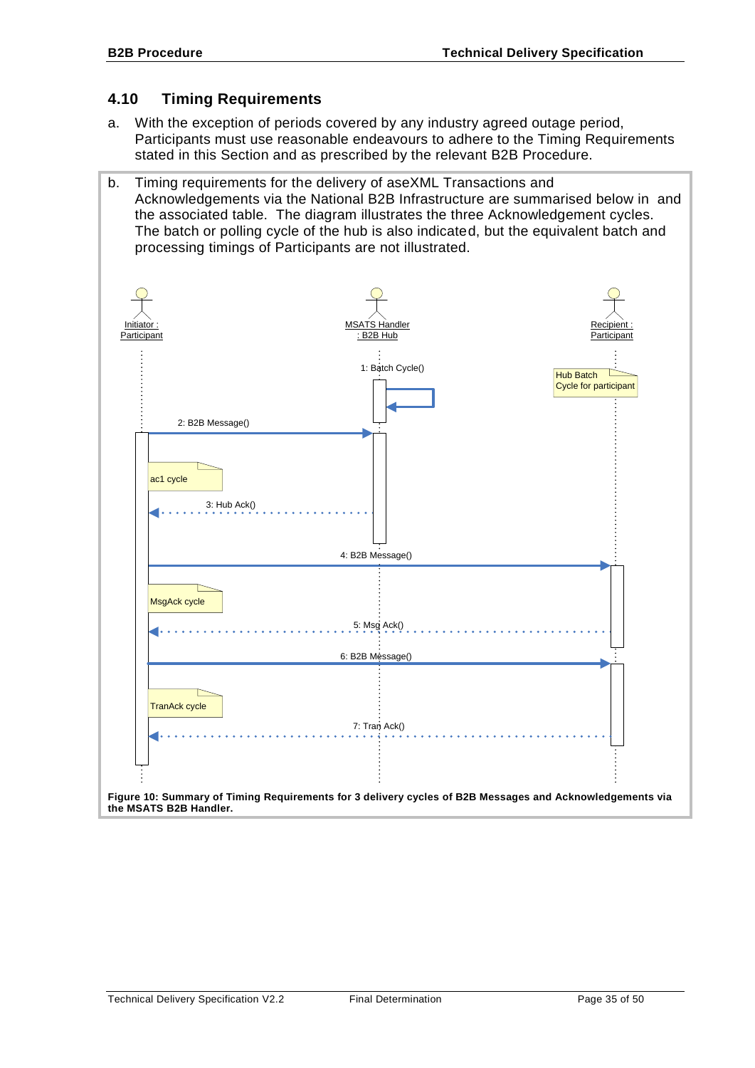## 4.10 Timing Requirements

a. With the exception of periods covered by any industry agreed outage period, Participants must use reasonable endeavours to adhere to the Timing Requirements stated in this Section and as prescribed by the relevant B2B Procedure.

b. Timing requirements for the delivery of aseXML Transactions and Acknowledgements via the National B2B Infrastructure are summarised below in and the associated table. The diagram illustrates the three Acknowledgement cycles. The batch or polling cycle of the hub is also indicated, but the equivalent batch and processing timings of Participants are not illustrated.

**Figure 10: Summary of Timing Requirements for 3 delivery cycles of B2B Messages and Acknowledgements via the MSATS B2B Handler.**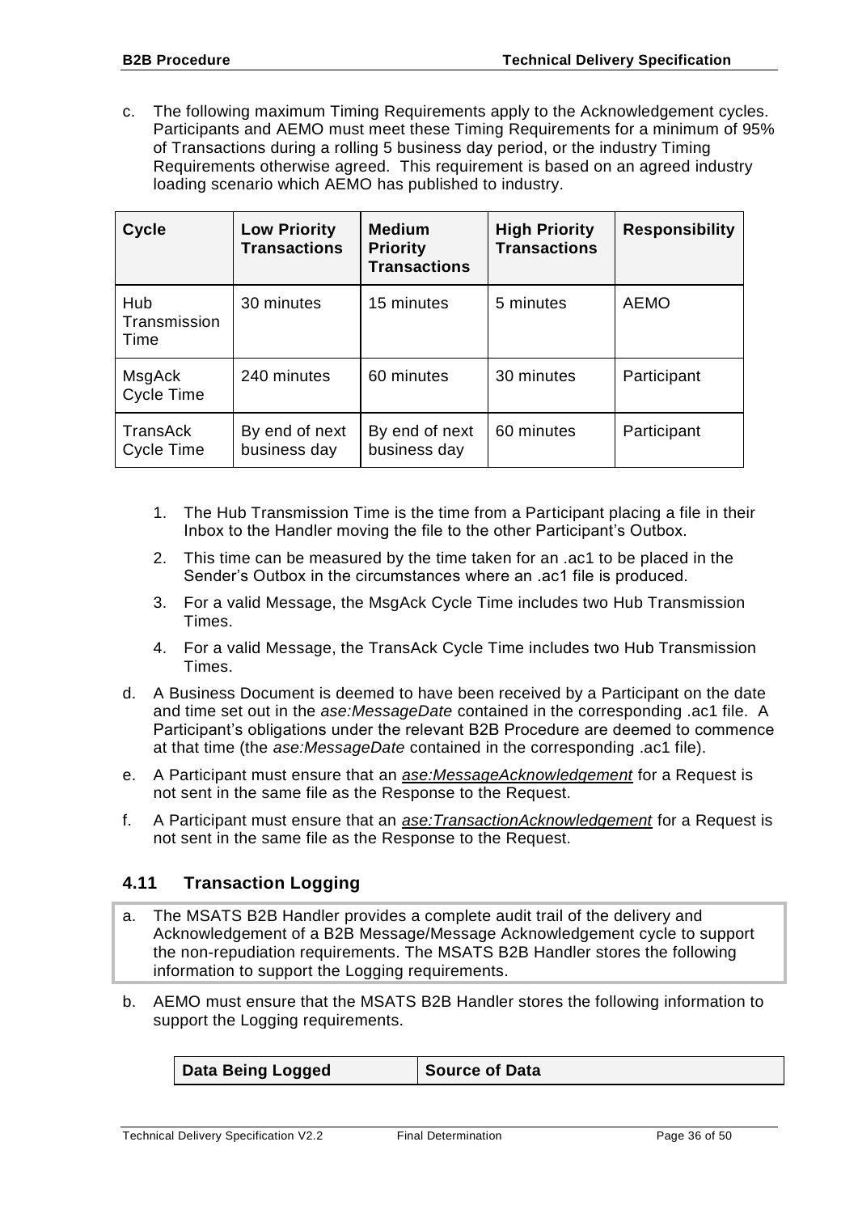c. The following maximum Timing Requirements apply to the Acknowledgement cycles. Participants and AEMO must meet these Timing Requirements for a minimum of 95% of Transactions during a rolling 5 business day period, or the industry Timing Requirements otherwise agreed. This requirement is based on an agreed industry loading scenario which AEMO has published to industry.

| Cycle | Low Priority Transactions | Medium Priority Transactions | High Priority Transactions | Responsibility |
|---|---|---|---|---|
| Hub Transmission Time | 30 minutes | 15 minutes | 5 minutes | AEMO |
| MsgAck Cycle Time | 240 minutes | 60 minutes | 30 minutes | Participant |
| TransAck Cycle Time | By end of next business day | By end of next business day | 60 minutes | Participant |

1. The Hub Transmission Time is the time from a Participant placing a file in their Inbox to the Handler moving the file to the other Participant's Outbox.
2. This time can be measured by the time taken for an .ac1 to be placed in the Sender's Outbox in the circumstances where an .ac1 file is produced.
3. For a valid Message, the MsgAck Cycle Time includes two Hub Transmission Times.
4. For a valid Message, the TransAck Cycle Time includes two Hub Transmission Times.

d. A Business Document is deemed to have been received by a Participant on the date and time set out in the *ase:MessageDate* contained in the corresponding .ac1 file. A Participant's obligations under the relevant B2B Procedure are deemed to commence at that time (the *ase:MessageDate* contained in the corresponding .ac1 file).

e. A Participant must ensure that an *ase:MessageAcknowledgement* for a Request is not sent in the same file as the Response to the Request.

f. A Participant must ensure that an *ase:TransactionAcknowledgement* for a Request is not sent in the same file as the Response to the Request.

## 4.11 Transaction Logging

a. The MSATS B2B Handler provides a complete audit trail of the delivery and Acknowledgement of a B2B Message/Message Acknowledgement cycle to support the non-repudiation requirements. The MSATS B2B Handler stores the following information to support the Logging requirements.

b. AEMO must ensure that the MSATS B2B Handler stores the following information to support the Logging requirements.

| Data Being Logged | Source of Data |
|---|---|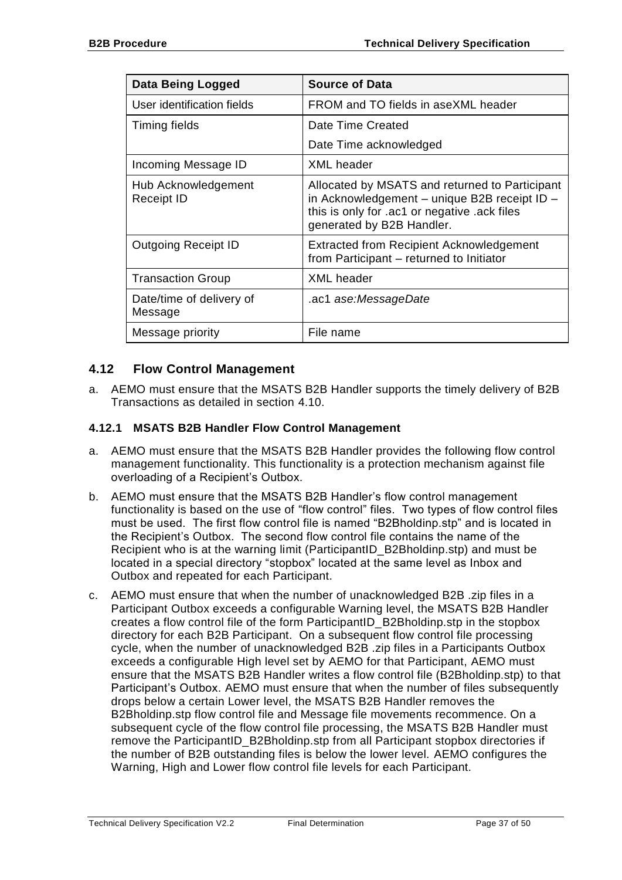| Data Being Logged | Source of Data |
| --- | --- |
| User identification fields | FROM and TO fields in aseXML header |
| Timing fields | Date Time Created<br>Date Time acknowledged |
| Incoming Message ID | XML header |
| Hub Acknowledgement Receipt ID | Allocated by MSATS and returned to Participant in Acknowledgement – unique B2B receipt ID – this is only for .ac1 or negative .ack files generated by B2B Handler. |
| Outgoing Receipt ID | Extracted from Recipient Acknowledgement from Participant – returned to Initiator |
| Transaction Group | XML header |
| Date/time of delivery of Message | .ac1 *ase:MessageDate* |
| Message priority | File name |

## 4.12 Flow Control Management

a. AEMO must ensure that the MSATS B2B Handler supports the timely delivery of B2B Transactions as detailed in section 4.10.

### 4.12.1 MSATS B2B Handler Flow Control Management

a. AEMO must ensure that the MSATS B2B Handler provides the following flow control management functionality. This functionality is a protection mechanism against file overloading of a Recipient's Outbox.

b. AEMO must ensure that the MSATS B2B Handler's flow control management functionality is based on the use of "flow control" files. Two types of flow control files must be used. The first flow control file is named "B2Bholdinp.stp" and is located in the Recipient's Outbox. The second flow control file contains the name of the Recipient who is at the warning limit (ParticipantID_B2Bholdinp.stp) and must be located in a special directory "stopbox" located at the same level as Inbox and Outbox and repeated for each Participant.

c. AEMO must ensure that when the number of unacknowledged B2B .zip files in a Participant Outbox exceeds a configurable Warning level, the MSATS B2B Handler creates a flow control file of the form ParticipantID_B2Bholdinp.stp in the stopbox directory for each B2B Participant. On a subsequent flow control file processing cycle, when the number of unacknowledged B2B .zip files in a Participants Outbox exceeds a configurable High level set by AEMO for that Participant, AEMO must ensure that the MSATS B2B Handler writes a flow control file (B2Bholdinp.stp) to that Participant's Outbox. AEMO must ensure that when the number of files subsequently drops below a certain Lower level, the MSATS B2B Handler removes the B2Bholdinp.stp flow control file and Message file movements recommence. On a subsequent cycle of the flow control file processing, the MSATS B2B Handler must remove the ParticipantID_B2Bholdinp.stp from all Participant stopbox directories if the number of B2B outstanding files is below the lower level. AEMO configures the Warning, High and Lower flow control file levels for each Participant.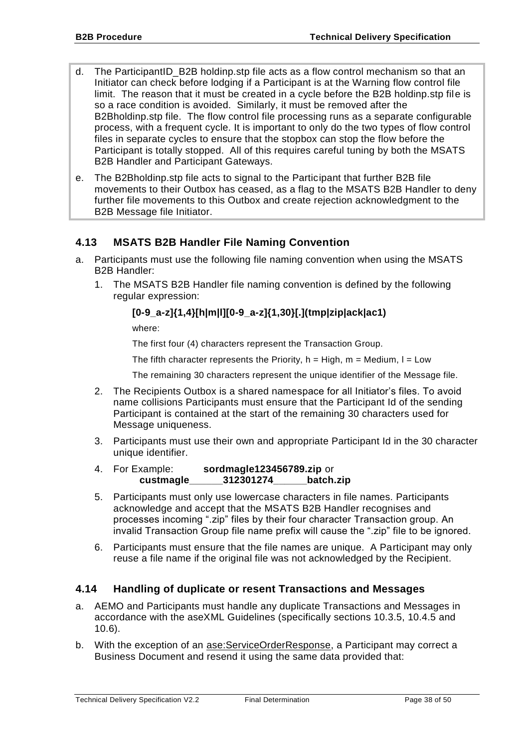d. The ParticipantID_B2B holdinp.stp file acts as a flow control mechanism so that an Initiator can check before lodging if a Participant is at the Warning flow control file limit. The reason that it must be created in a cycle before the B2B holdinp.stp file is so a race condition is avoided. Similarly, it must be removed after the B2Bholdinp.stp file. The flow control file processing runs as a separate configurable process, with a frequent cycle. It is important to only do the two types of flow control files in separate cycles to ensure that the stopbox can stop the flow before the Participant is totally stopped. All of this requires careful tuning by both the MSATS B2B Handler and Participant Gateways.

e. The B2Bholdinp.stp file acts to signal to the Participant that further B2B file movements to their Outbox has ceased, as a flag to the MSATS B2B Handler to deny further file movements to this Outbox and create rejection acknowledgment to the B2B Message file Initiator.

## 4.13 MSATS B2B Handler File Naming Convention

a. Participants must use the following file naming convention when using the MSATS B2B Handler:

   1. The MSATS B2B Handler file naming convention is defined by the following regular expression:

      **[0-9_a-z]{1,4}[h|m|l][0-9_a-z]{1,30}[.](tmp|zip|ack|ac1)**

      where:

      The first four (4) characters represent the Transaction Group.

      The fifth character represents the Priority, h = High, m = Medium, l = Low

      The remaining 30 characters represent the unique identifier of the Message file.

   2. The Recipients Outbox is a shared namespace for all Initiator's files. To avoid name collisions Participants must ensure that the Participant Id of the sending Participant is contained at the start of the remaining 30 characters used for Message uniqueness.

   3. Participants must use their own and appropriate Participant Id in the 30 character unique identifier.

   4. For Example: **sordmagle123456789.zip** or **custmagle______312301274______batch.zip**

   5. Participants must only use lowercase characters in file names. Participants acknowledge and accept that the MSATS B2B Handler recognises and processes incoming ".zip" files by their four character Transaction group. An invalid Transaction Group file name prefix will cause the ".zip" file to be ignored.

   6. Participants must ensure that the file names are unique. A Participant may only reuse a file name if the original file was not acknowledged by the Recipient.

## 4.14 Handling of duplicate or resent Transactions and Messages

a. AEMO and Participants must handle any duplicate Transactions and Messages in accordance with the aseXML Guidelines (specifically sections 10.3.5, 10.4.5 and 10.6).

b. With the exception of an ase:ServiceOrderResponse, a Participant may correct a Business Document and resend it using the same data provided that: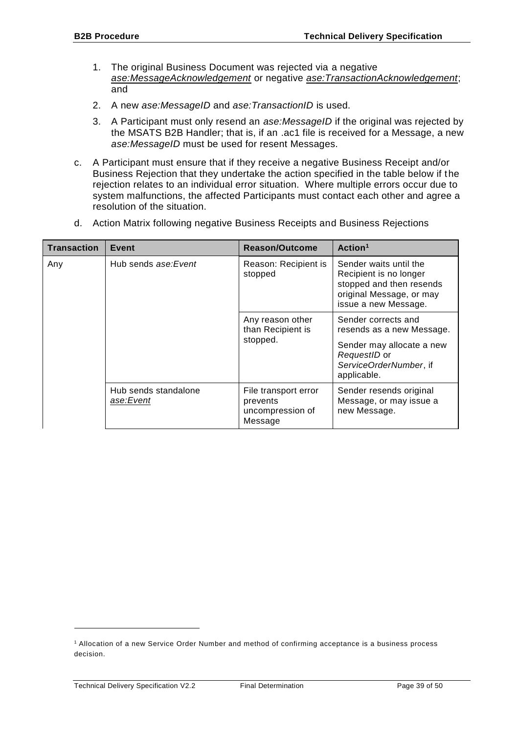1. The original Business Document was rejected via a negative *ase:MessageAcknowledgement* or negative *ase:TransactionAcknowledgement*; and
2. A new *ase:MessageID* and *ase:TransactionID* is used.
3. A Participant must only resend an *ase:MessageID* if the original was rejected by the MSATS B2B Handler; that is, if an .ac1 file is received for a Message, a new *ase:MessageID* must be used for resent Messages.

c. A Participant must ensure that if they receive a negative Business Receipt and/or Business Rejection that they undertake the action specified in the table below if the rejection relates to an individual error situation. Where multiple errors occur due to system malfunctions, the affected Participants must contact each other and agree a resolution of the situation.

d. Action Matrix following negative Business Receipts and Business Rejections

| Transaction | Event | Reason/Outcome | Action[1] |
|---|---|---|---|
| Any | Hub sends *ase:Event* | Reason: Recipient is stopped | Sender waits until the Recipient is no longer stopped and then resends original Message, or may issue a new Message. |
| | | Any reason other than Recipient is stopped. | Sender corrects and resends as a new Message.<br>Sender may allocate a new *RequestID* or *ServiceOrderNumber*, if applicable. |
| | Hub sends standalone *ase:Event* | File transport error prevents uncompression of Message | Sender resends original Message, or may issue a new Message. |

[1] Allocation of a new Service Order Number and method of confirming acceptance is a business process decision.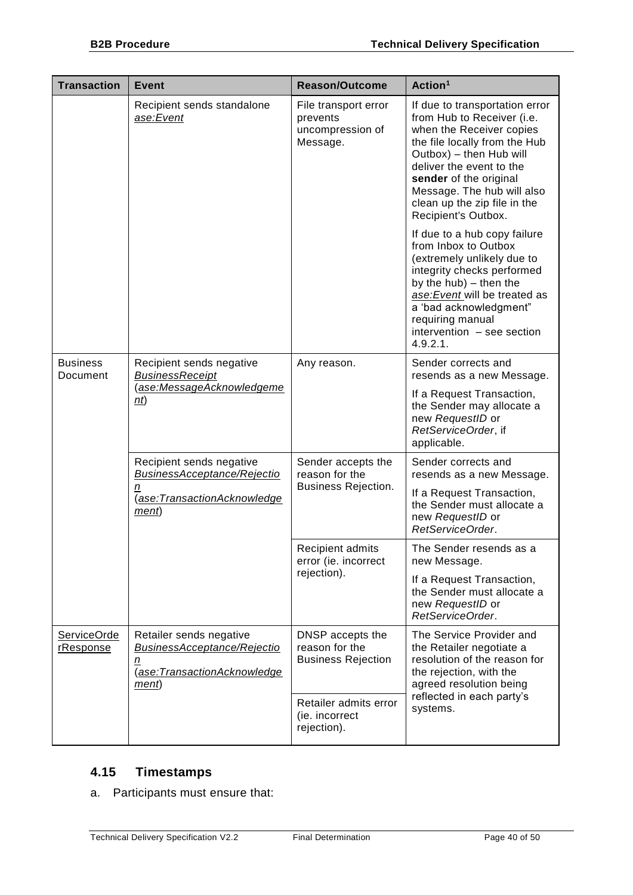| Transaction | Event | Reason/Outcome | Action[1] |
|---|---|---|---|
| | Recipient sends standalone *ase:Event* | File transport error prevents uncompression of Message. | If due to transportation error from Hub to Receiver (i.e. when the Receiver copies the file locally from the Hub Outbox) – then Hub will deliver the event to the **sender** of the original Message. The hub will also clean up the zip file in the Recipient's Outbox.<br><br>If due to a hub copy failure from Inbox to Outbox (extremely unlikely due to integrity checks performed by the hub) – then the *ase:Event* will be treated as a 'bad acknowledgment" requiring manual intervention – see section 4.9.2.1. |
| Business Document | Recipient sends negative *BusinessReceipt* (*ase:MessageAcknowledgement*) | Any reason. | Sender corrects and resends as a new Message.<br><br>If a Request Transaction, the Sender may allocate a new *RequestID* or *RetServiceOrder*, if applicable. |
| | Recipient sends negative *BusinessAcceptance/Rejection* (*ase:TransactionAcknowledgement*) | Sender accepts the reason for the Business Rejection. | Sender corrects and resends as a new Message.<br><br>If a Request Transaction, the Sender must allocate a new *RequestID* or *RetServiceOrder*. |
| | | Recipient admits error (ie. incorrect rejection). | The Sender resends as a new Message.<br><br>If a Request Transaction, the Sender must allocate a new *RequestID* or *RetServiceOrder*. |
| ServiceOrderResponse | Retailer sends negative *BusinessAcceptance/Rejection* (*ase:TransactionAcknowledgement*) | DNSP accepts the reason for the Business Rejection | The Service Provider and the Retailer negotiate a resolution of the reason for the rejection, with the agreed resolution being reflected in each party's systems. |
| | | Retailer admits error (ie. incorrect rejection). | |

## 4.15 Timestamps

a. Participants must ensure that: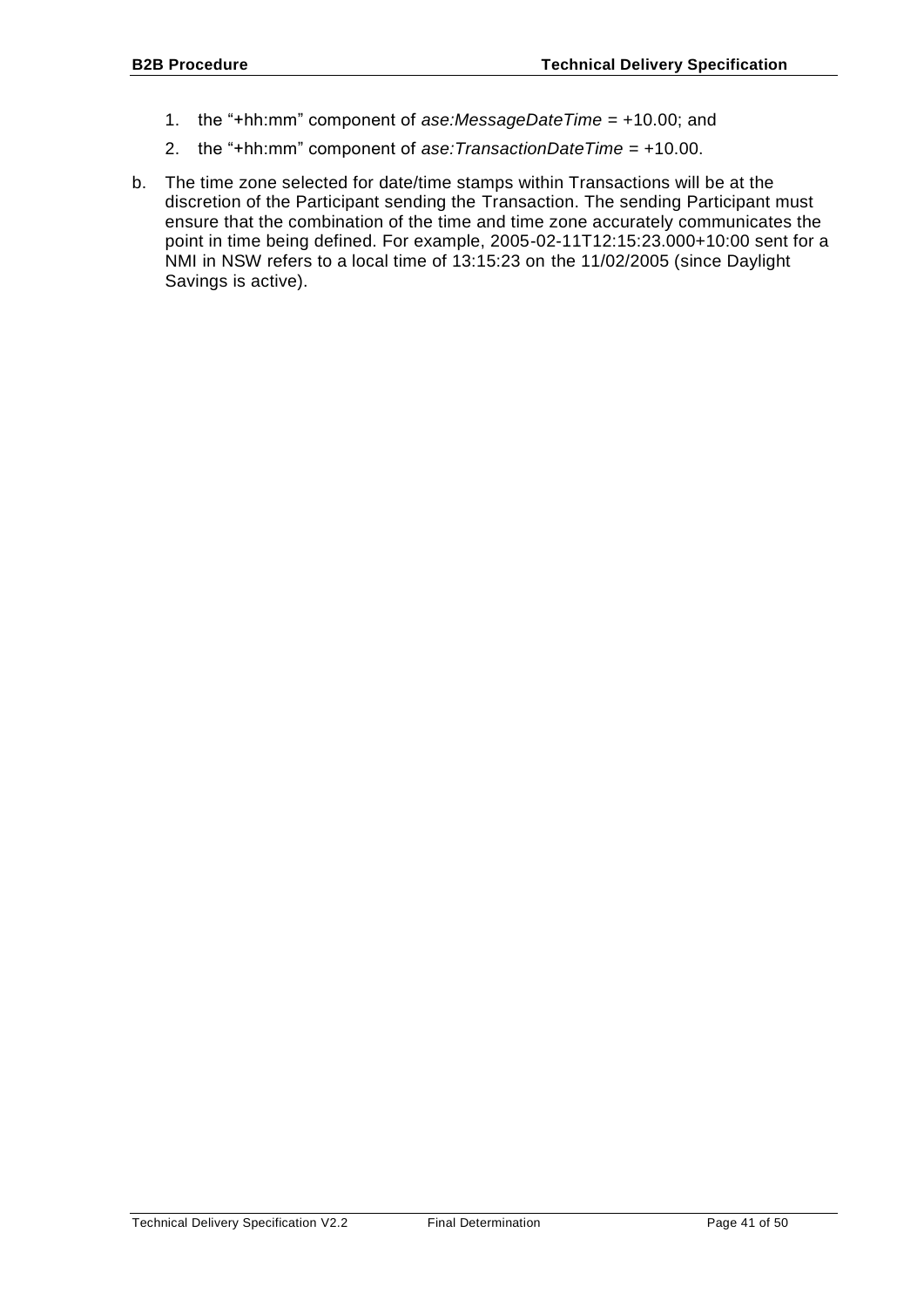1. the "+hh:mm" component of *ase:MessageDateTime* = +10.00; and
2. the "+hh:mm" component of *ase:TransactionDateTime* = +10.00.

b. The time zone selected for date/time stamps within Transactions will be at the discretion of the Participant sending the Transaction. The sending Participant must ensure that the combination of the time and time zone accurately communicates the point in time being defined. For example, 2005-02-11T12:15:23.000+10:00 sent for a NMI in NSW refers to a local time of 13:15:23 on the 11/02/2005 (since Daylight Savings is active).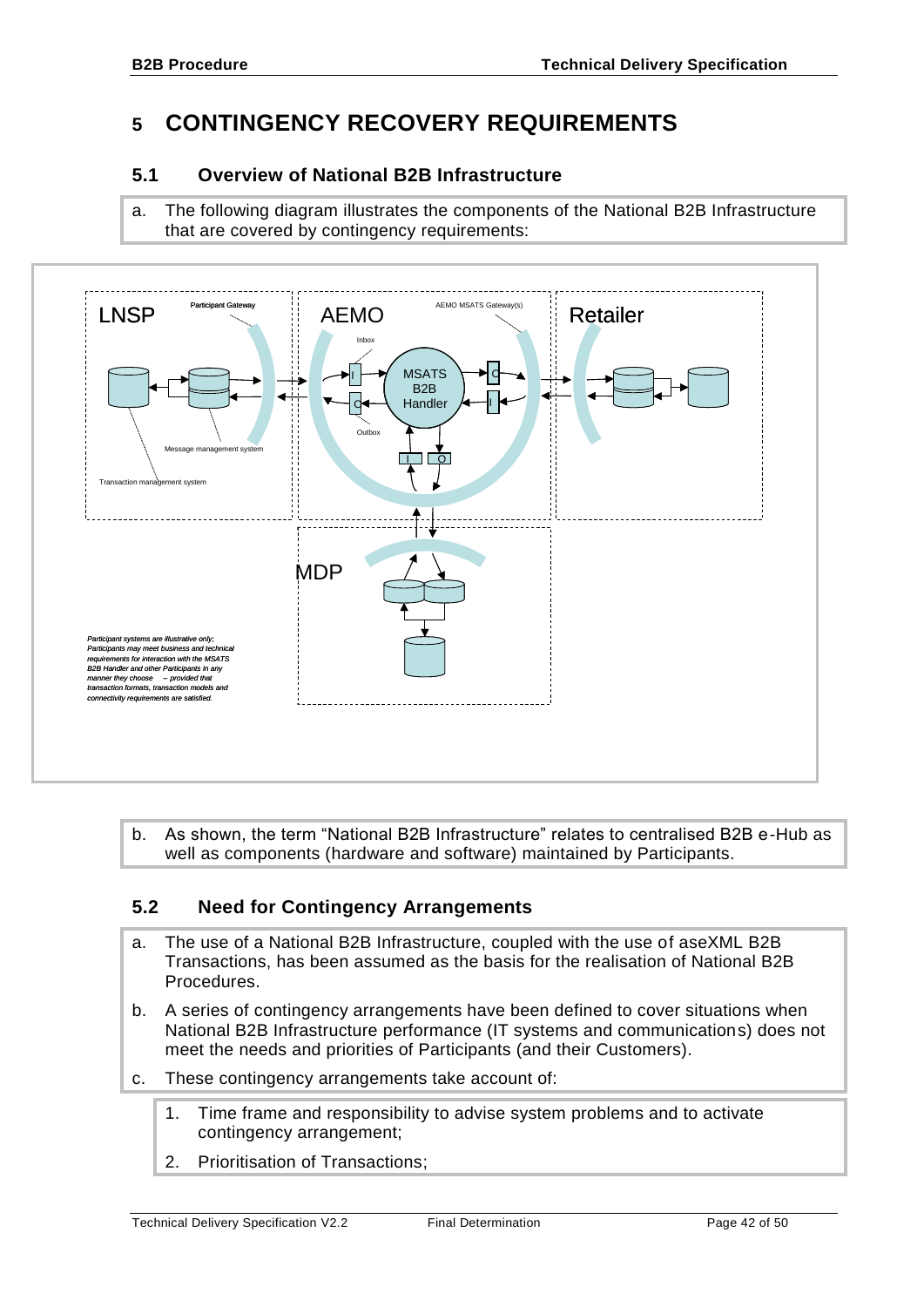# 5 CONTINGENCY RECOVERY REQUIREMENTS

## 5.1 Overview of National B2B Infrastructure

a. The following diagram illustrates the components of the National B2B Infrastructure that are covered by contingency requirements:

b. As shown, the term "National B2B Infrastructure" relates to centralised B2B e-Hub as well as components (hardware and software) maintained by Participants.

## 5.2 Need for Contingency Arrangements

a. The use of a National B2B Infrastructure, coupled with the use of aseXML B2B Transactions, has been assumed as the basis for the realisation of National B2B Procedures.

b. A series of contingency arrangements have been defined to cover situations when National B2B Infrastructure performance (IT systems and communications) does not meet the needs and priorities of Participants (and their Customers).

c. These contingency arrangements take account of:

1. Time frame and responsibility to advise system problems and to activate contingency arrangement;
2. Prioritisation of Transactions;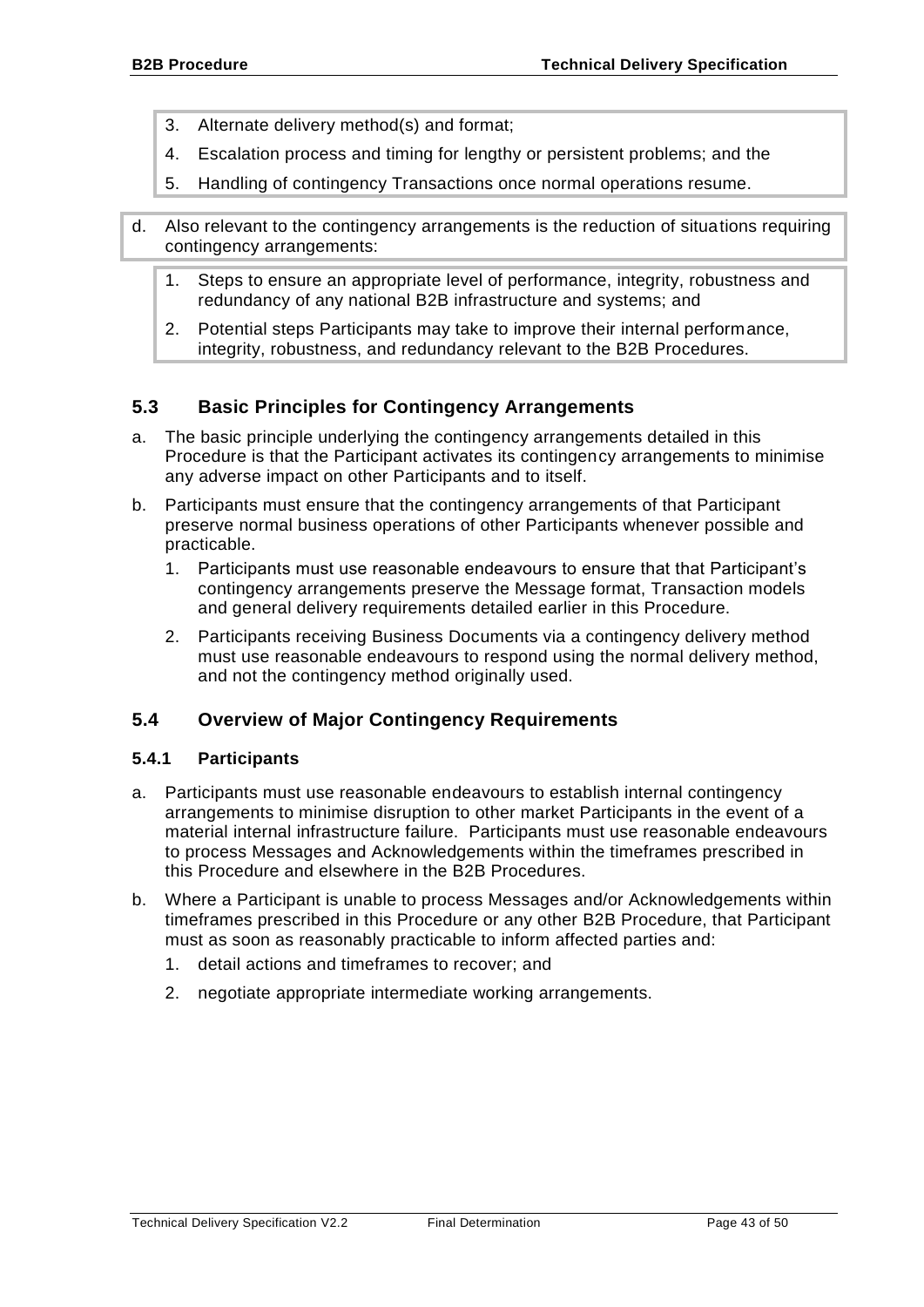3. Alternate delivery method(s) and format;
4. Escalation process and timing for lengthy or persistent problems; and the
5. Handling of contingency Transactions once normal operations resume.

d. Also relevant to the contingency arrangements is the reduction of situations requiring contingency arrangements:

   1. Steps to ensure an appropriate level of performance, integrity, robustness and redundancy of any national B2B infrastructure and systems; and
   2. Potential steps Participants may take to improve their internal performance, integrity, robustness, and redundancy relevant to the B2B Procedures.

## 5.3 Basic Principles for Contingency Arrangements

a. The basic principle underlying the contingency arrangements detailed in this Procedure is that the Participant activates its contingency arrangements to minimise any adverse impact on other Participants and to itself.

b. Participants must ensure that the contingency arrangements of that Participant preserve normal business operations of other Participants whenever possible and practicable.

   1. Participants must use reasonable endeavours to ensure that that Participant's contingency arrangements preserve the Message format, Transaction models and general delivery requirements detailed earlier in this Procedure.
   2. Participants receiving Business Documents via a contingency delivery method must use reasonable endeavours to respond using the normal delivery method, and not the contingency method originally used.

## 5.4 Overview of Major Contingency Requirements

### 5.4.1 Participants

a. Participants must use reasonable endeavours to establish internal contingency arrangements to minimise disruption to other market Participants in the event of a material internal infrastructure failure. Participants must use reasonable endeavours to process Messages and Acknowledgements within the timeframes prescribed in this Procedure and elsewhere in the B2B Procedures.

b. Where a Participant is unable to process Messages and/or Acknowledgements within timeframes prescribed in this Procedure or any other B2B Procedure, that Participant must as soon as reasonably practicable to inform affected parties and:

   1. detail actions and timeframes to recover; and
   2. negotiate appropriate intermediate working arrangements.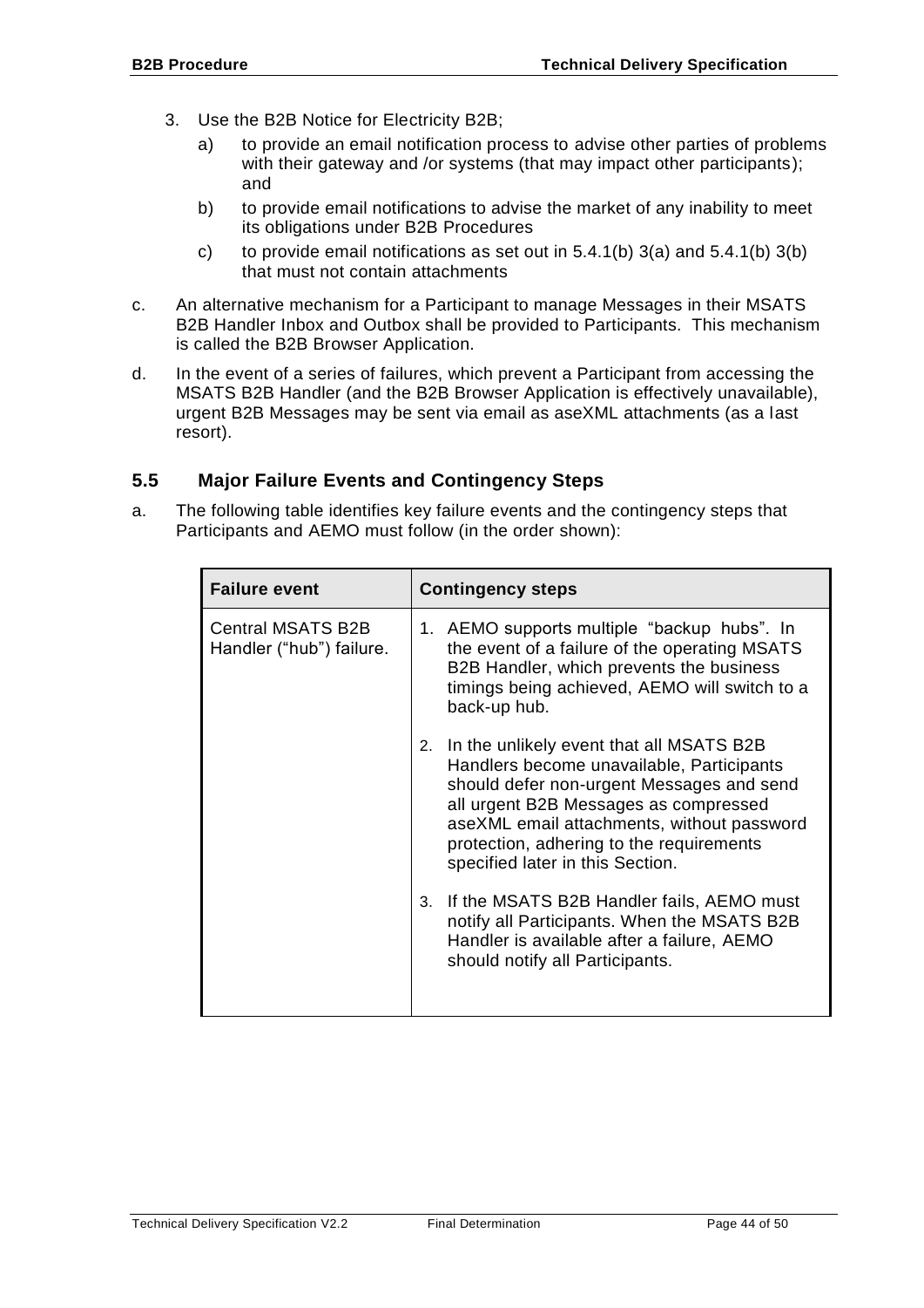3. Use the B2B Notice for Electricity B2B;
   a) to provide an email notification process to advise other parties of problems with their gateway and /or systems (that may impact other participants); and
   b) to provide email notifications to advise the market of any inability to meet its obligations under B2B Procedures
   c) to provide email notifications as set out in 5.4.1(b) 3(a) and 5.4.1(b) 3(b) that must not contain attachments

c. An alternative mechanism for a Participant to manage Messages in their MSATS B2B Handler Inbox and Outbox shall be provided to Participants. This mechanism is called the B2B Browser Application.

d. In the event of a series of failures, which prevent a Participant from accessing the MSATS B2B Handler (and the B2B Browser Application is effectively unavailable), urgent B2B Messages may be sent via email as aseXML attachments (as a last resort).

## 5.5 Major Failure Events and Contingency Steps

a. The following table identifies key failure events and the contingency steps that Participants and AEMO must follow (in the order shown):

| Failure event | Contingency steps |
|---|---|
| Central MSATS B2B Handler ("hub") failure. | 1. AEMO supports multiple "backup hubs". In the event of a failure of the operating MSATS B2B Handler, which prevents the business timings being achieved, AEMO will switch to a back-up hub.<br><br>2. In the unlikely event that all MSATS B2B Handlers become unavailable, Participants should defer non-urgent Messages and send all urgent B2B Messages as compressed aseXML email attachments, without password protection, adhering to the requirements specified later in this Section.<br><br>3. If the MSATS B2B Handler fails, AEMO must notify all Participants. When the MSATS B2B Handler is available after a failure, AEMO should notify all Participants. |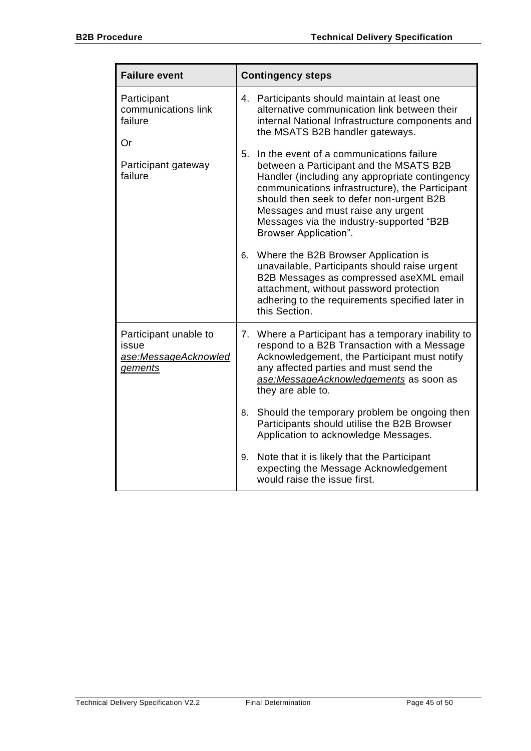| Failure event | Contingency steps |
|---|---|
| Participant communications link failure<br><br>Or<br><br>Participant gateway failure | 4. Participants should maintain at least one alternative communication link between their internal National Infrastructure components and the MSATS B2B handler gateways.<br><br>5. In the event of a communications failure between a Participant and the MSATS B2B Handler (including any appropriate contingency communications infrastructure), the Participant should then seek to defer non-urgent B2B Messages and must raise any urgent Messages via the industry-supported "B2B Browser Application".<br><br>6. Where the B2B Browser Application is unavailable, Participants should raise urgent B2B Messages as compressed aseXML email attachment, without password protection adhering to the requirements specified later in this Section. |
| Participant unable to issue *ase:MessageAcknowledgements* | 7. Where a Participant has a temporary inability to respond to a B2B Transaction with a Message Acknowledgement, the Participant must notify any affected parties and must send the *ase:MessageAcknowledgements* as soon as they are able to.<br><br>8. Should the temporary problem be ongoing then Participants should utilise the B2B Browser Application to acknowledge Messages.<br><br>9. Note that it is likely that the Participant expecting the Message Acknowledgement would raise the issue first. |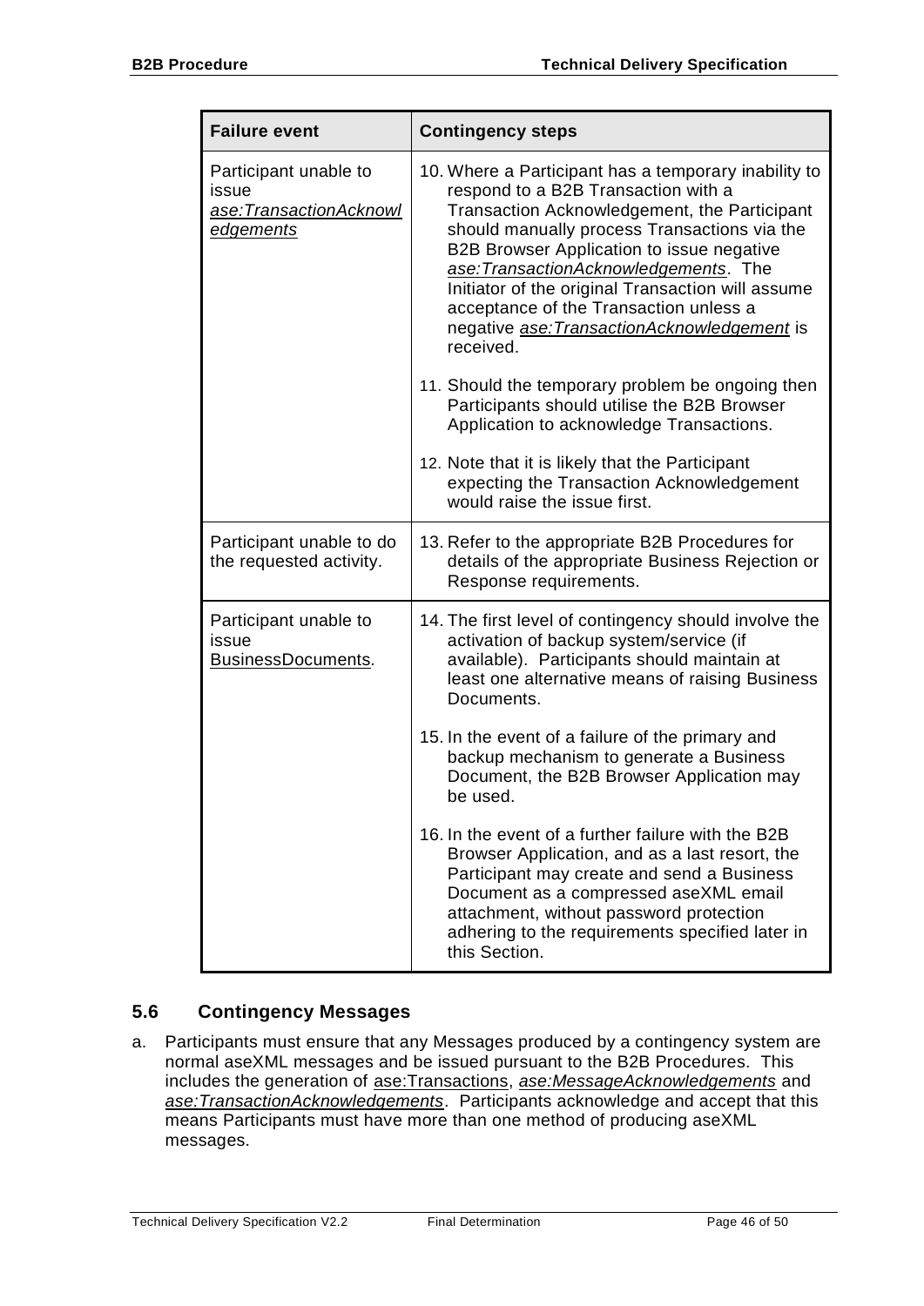| Failure event | Contingency steps |
| --- | --- |
| Participant unable to issue ase:TransactionAcknowledgements | 10. Where a Participant has a temporary inability to respond to a B2B Transaction with a Transaction Acknowledgement, the Participant should manually process Transactions via the B2B Browser Application to issue negative *ase:TransactionAcknowledgements*. The Initiator of the original Transaction will assume acceptance of the Transaction unless a negative *ase:TransactionAcknowledgement* is received.<br><br>11. Should the temporary problem be ongoing then Participants should utilise the B2B Browser Application to acknowledge Transactions.<br><br>12. Note that it is likely that the Participant expecting the Transaction Acknowledgement would raise the issue first. |
| Participant unable to do the requested activity. | 13. Refer to the appropriate B2B Procedures for details of the appropriate Business Rejection or Response requirements. |
| Participant unable to issue BusinessDocuments. | 14. The first level of contingency should involve the activation of backup system/service (if available). Participants should maintain at least one alternative means of raising Business Documents.<br><br>15. In the event of a failure of the primary and backup mechanism to generate a Business Document, the B2B Browser Application may be used.<br><br>16. In the event of a further failure with the B2B Browser Application, and as a last resort, the Participant may create and send a Business Document as a compressed aseXML email attachment, without password protection adhering to the requirements specified later in this Section. |

## 5.6 Contingency Messages

a. Participants must ensure that any Messages produced by a contingency system are normal aseXML messages and be issued pursuant to the B2B Procedures. This includes the generation of ase:Transactions, *ase:MessageAcknowledgements* and *ase:TransactionAcknowledgements*. Participants acknowledge and accept that this means Participants must have more than one method of producing aseXML messages.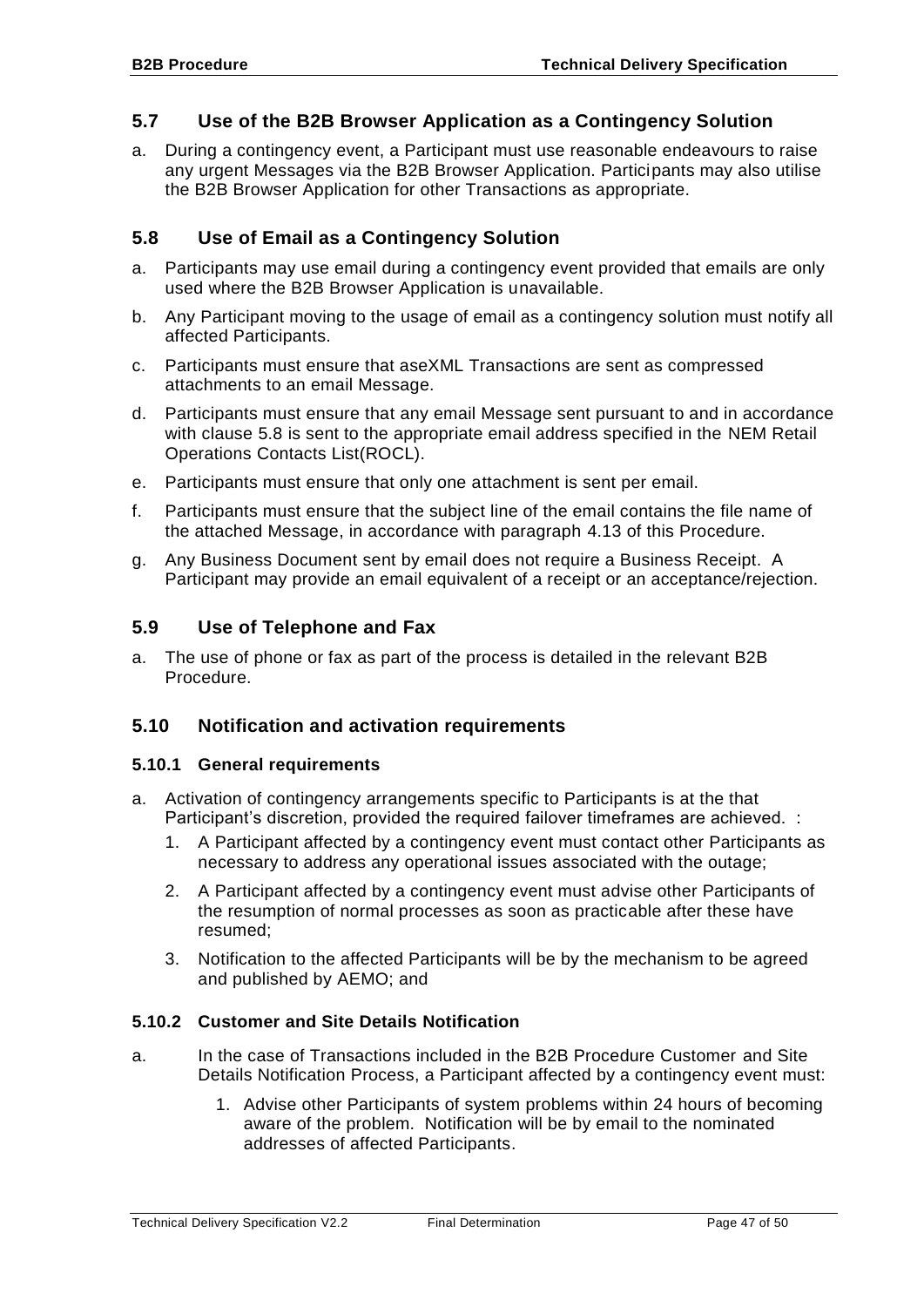## 5.7 Use of the B2B Browser Application as a Contingency Solution

a. During a contingency event, a Participant must use reasonable endeavours to raise any urgent Messages via the B2B Browser Application. Participants may also utilise the B2B Browser Application for other Transactions as appropriate.

## 5.8 Use of Email as a Contingency Solution

a. Participants may use email during a contingency event provided that emails are only used where the B2B Browser Application is unavailable.

b. Any Participant moving to the usage of email as a contingency solution must notify all affected Participants.

c. Participants must ensure that aseXML Transactions are sent as compressed attachments to an email Message.

d. Participants must ensure that any email Message sent pursuant to and in accordance with clause 5.8 is sent to the appropriate email address specified in the NEM Retail Operations Contacts List(ROCL).

e. Participants must ensure that only one attachment is sent per email.

f. Participants must ensure that the subject line of the email contains the file name of the attached Message, in accordance with paragraph 4.13 of this Procedure.

g. Any Business Document sent by email does not require a Business Receipt. A Participant may provide an email equivalent of a receipt or an acceptance/rejection.

## 5.9 Use of Telephone and Fax

a. The use of phone or fax as part of the process is detailed in the relevant B2B Procedure.

## 5.10 Notification and activation requirements

### 5.10.1 General requirements

a. Activation of contingency arrangements specific to Participants is at the that Participant's discretion, provided the required failover timeframes are achieved. :

   1. A Participant affected by a contingency event must contact other Participants as necessary to address any operational issues associated with the outage;
   2. A Participant affected by a contingency event must advise other Participants of the resumption of normal processes as soon as practicable after these have resumed;
   3. Notification to the affected Participants will be by the mechanism to be agreed and published by AEMO; and

### 5.10.2 Customer and Site Details Notification

a. In the case of Transactions included in the B2B Procedure Customer and Site Details Notification Process, a Participant affected by a contingency event must:

   1. Advise other Participants of system problems within 24 hours of becoming aware of the problem. Notification will be by email to the nominated addresses of affected Participants.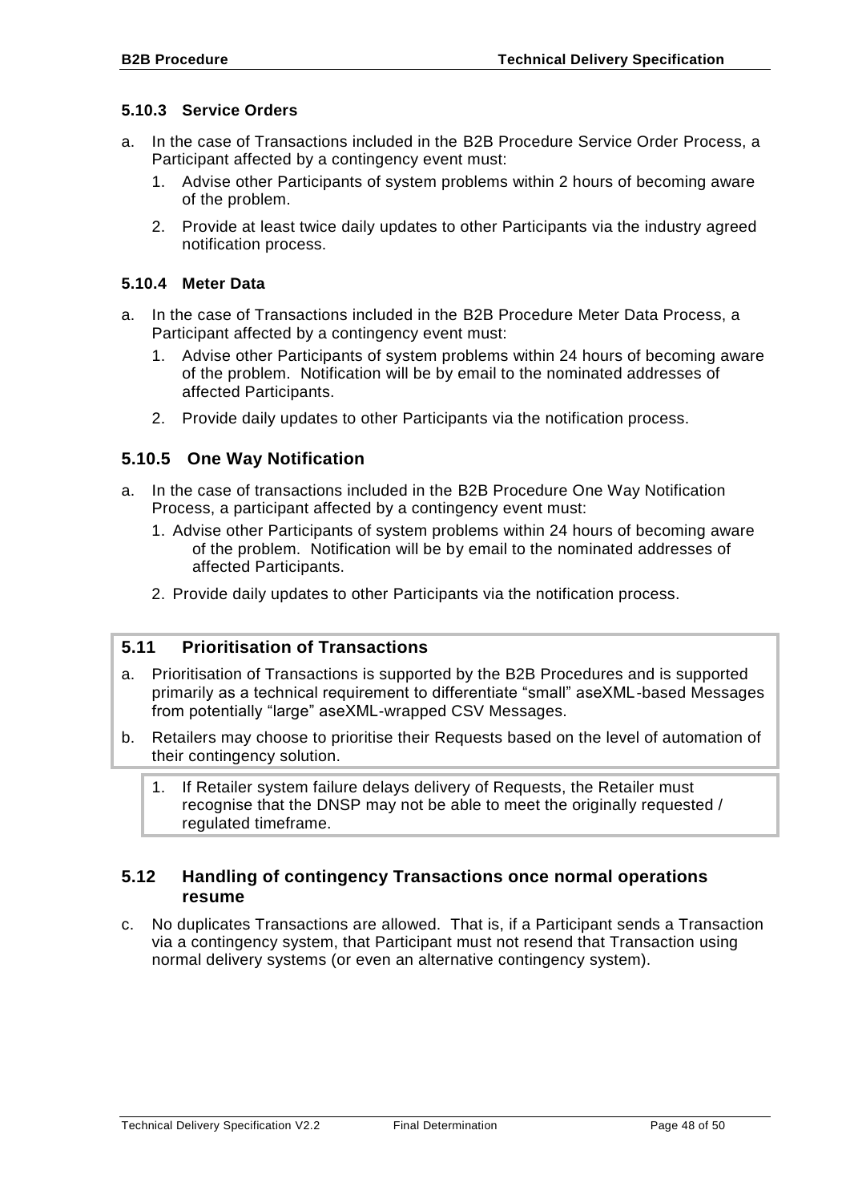#### 5.10.3 Service Orders

a. In the case of Transactions included in the B2B Procedure Service Order Process, a Participant affected by a contingency event must:

   1. Advise other Participants of system problems within 2 hours of becoming aware of the problem.

   2. Provide at least twice daily updates to other Participants via the industry agreed notification process.

#### 5.10.4 Meter Data

a. In the case of Transactions included in the B2B Procedure Meter Data Process, a Participant affected by a contingency event must:

   1. Advise other Participants of system problems within 24 hours of becoming aware of the problem. Notification will be by email to the nominated addresses of affected Participants.

   2. Provide daily updates to other Participants via the notification process.

### 5.10.5 One Way Notification

a. In the case of transactions included in the B2B Procedure One Way Notification Process, a participant affected by a contingency event must:

   1. Advise other Participants of system problems within 24 hours of becoming aware of the problem. Notification will be by email to the nominated addresses of affected Participants.

   2. Provide daily updates to other Participants via the notification process.

## 5.11 Prioritisation of Transactions

a. Prioritisation of Transactions is supported by the B2B Procedures and is supported primarily as a technical requirement to differentiate "small" aseXML-based Messages from potentially "large" aseXML-wrapped CSV Messages.

b. Retailers may choose to prioritise their Requests based on the level of automation of their contingency solution.

   1. If Retailer system failure delays delivery of Requests, the Retailer must recognise that the DNSP may not be able to meet the originally requested / regulated timeframe.

## 5.12 Handling of contingency Transactions once normal operations resume

c. No duplicates Transactions are allowed. That is, if a Participant sends a Transaction via a contingency system, that Participant must not resend that Transaction using normal delivery systems (or even an alternative contingency system).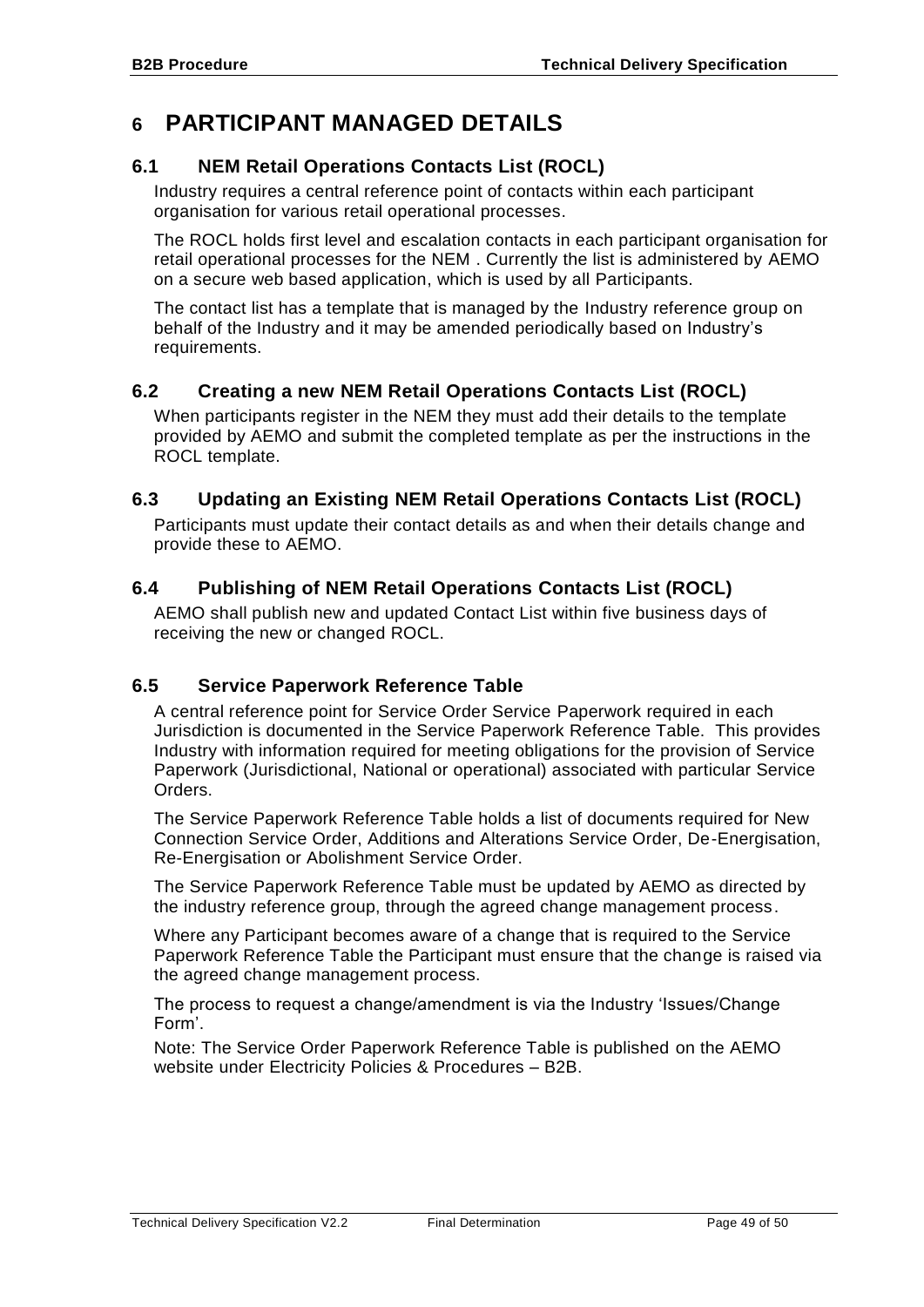# 6 PARTICIPANT MANAGED DETAILS

## 6.1 NEM Retail Operations Contacts List (ROCL)

Industry requires a central reference point of contacts within each participant organisation for various retail operational processes.

The ROCL holds first level and escalation contacts in each participant organisation for retail operational processes for the NEM . Currently the list is administered by AEMO on a secure web based application, which is used by all Participants.

The contact list has a template that is managed by the Industry reference group on behalf of the Industry and it may be amended periodically based on Industry's requirements.

## 6.2 Creating a new NEM Retail Operations Contacts List (ROCL)

When participants register in the NEM they must add their details to the template provided by AEMO and submit the completed template as per the instructions in the ROCL template.

## 6.3 Updating an Existing NEM Retail Operations Contacts List (ROCL)

Participants must update their contact details as and when their details change and provide these to AEMO.

## 6.4 Publishing of NEM Retail Operations Contacts List (ROCL)

AEMO shall publish new and updated Contact List within five business days of receiving the new or changed ROCL.

## 6.5 Service Paperwork Reference Table

A central reference point for Service Order Service Paperwork required in each Jurisdiction is documented in the Service Paperwork Reference Table. This provides Industry with information required for meeting obligations for the provision of Service Paperwork (Jurisdictional, National or operational) associated with particular Service Orders.

The Service Paperwork Reference Table holds a list of documents required for New Connection Service Order, Additions and Alterations Service Order, De-Energisation, Re-Energisation or Abolishment Service Order.

The Service Paperwork Reference Table must be updated by AEMO as directed by the industry reference group, through the agreed change management process.

Where any Participant becomes aware of a change that is required to the Service Paperwork Reference Table the Participant must ensure that the change is raised via the agreed change management process.

The process to request a change/amendment is via the Industry 'Issues/Change Form'.

Note: The Service Order Paperwork Reference Table is published on the AEMO website under Electricity Policies & Procedures – B2B.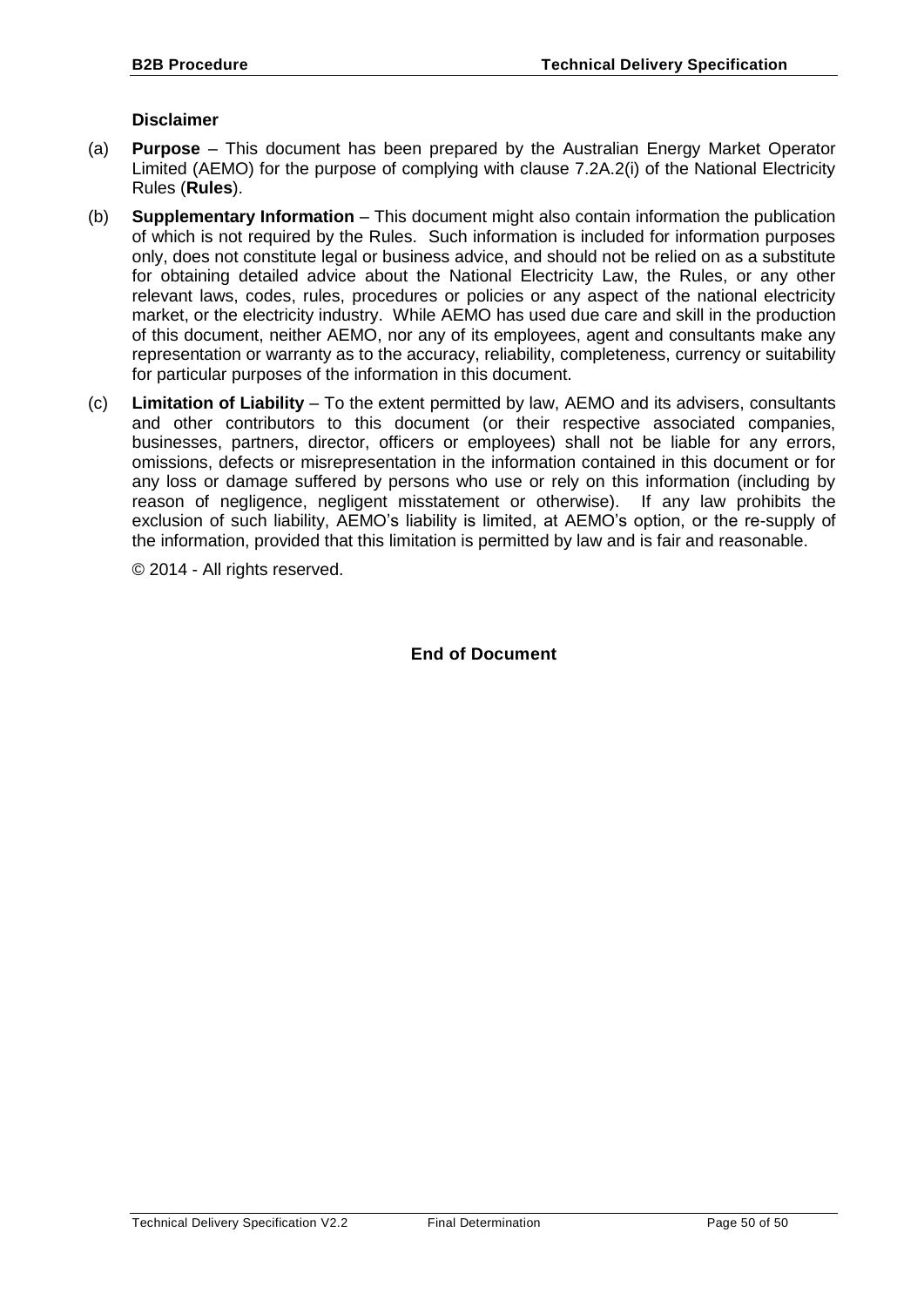**Disclaimer**

(a) **Purpose** – This document has been prepared by the Australian Energy Market Operator Limited (AEMO) for the purpose of complying with clause 7.2A.2(i) of the National Electricity Rules (**Rules**).

(b) **Supplementary Information** – This document might also contain information the publication of which is not required by the Rules. Such information is included for information purposes only, does not constitute legal or business advice, and should not be relied on as a substitute for obtaining detailed advice about the National Electricity Law, the Rules, or any other relevant laws, codes, rules, procedures or policies or any aspect of the national electricity market, or the electricity industry. While AEMO has used due care and skill in the production of this document, neither AEMO, nor any of its employees, agent and consultants make any representation or warranty as to the accuracy, reliability, completeness, currency or suitability for particular purposes of the information in this document.

(c) **Limitation of Liability** – To the extent permitted by law, AEMO and its advisers, consultants and other contributors to this document (or their respective associated companies, businesses, partners, director, officers or employees) shall not be liable for any errors, omissions, defects or misrepresentation in the information contained in this document or for any loss or damage suffered by persons who use or rely on this information (including by reason of negligence, negligent misstatement or otherwise). If any law prohibits the exclusion of such liability, AEMO's liability is limited, at AEMO's option, or the re-supply of the information, provided that this limitation is permitted by law and is fair and reasonable.

© 2014 - All rights reserved.

**End of Document**